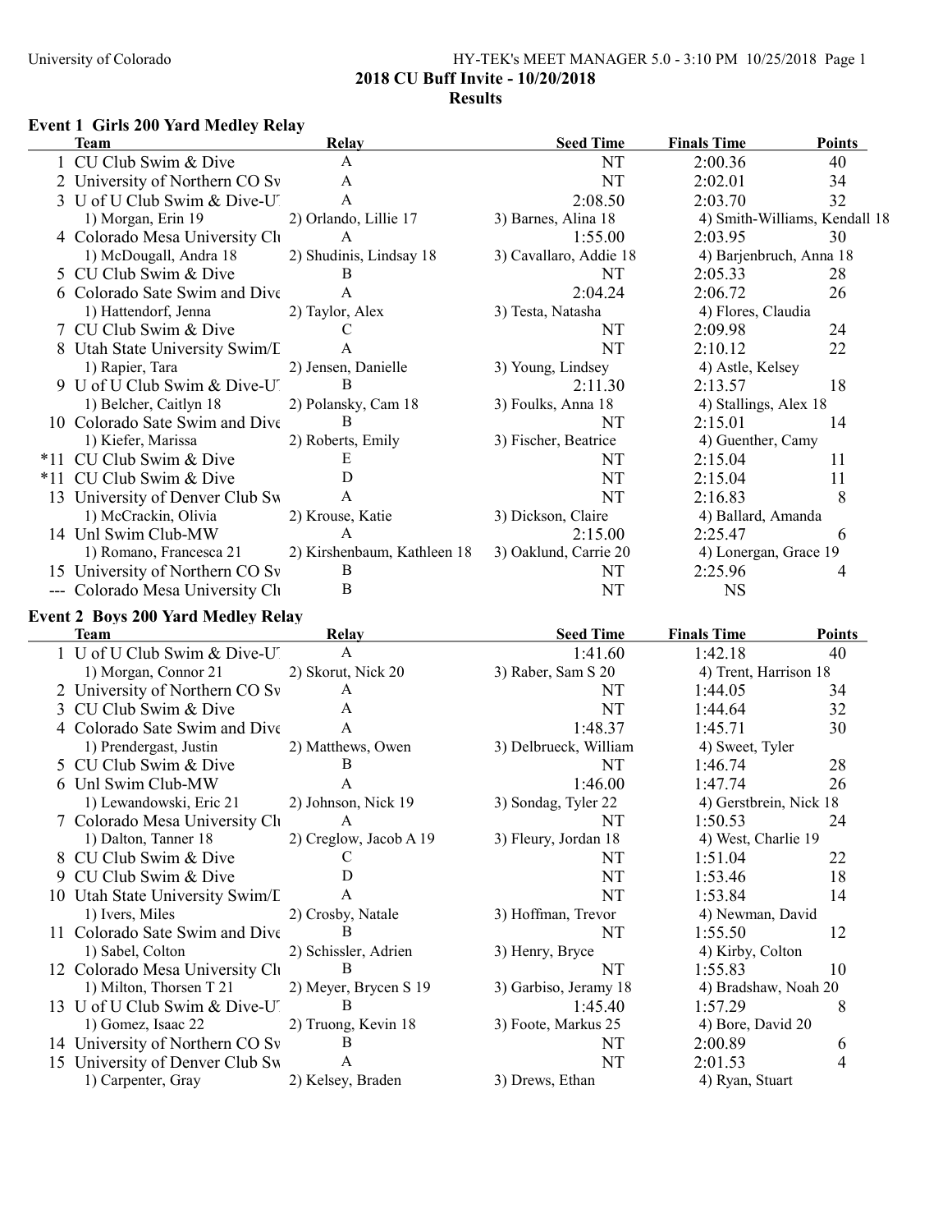# 2018 CU Buff Invite - 10/20/2018

## Results

### Event 1 Girls 200 Yard Medley Relay

| | Team | Relay | Seed Time | Finals Time | Points |
|---|---|---|---|---|---|
| 1 | CU Club Swim & Dive | A | NT | 2:00.36 | 40 |
| 2 | University of Northern CO Sv | A | NT | 2:02.01 | 34 |
| 3 | U of U Club Swim & Dive-U | A | 2:08.50 | 2:03.70 | 32 |
| | 1) Morgan, Erin 19 | 2) Orlando, Lillie 17 | 3) Barnes, Alina 18 | 4) Smith-Williams, Kendall 18 | |
| 4 | Colorado Mesa University Cl | A | 1:55.00 | 2:03.95 | 30 |
| | 1) McDougall, Andra 18 | 2) Shudinis, Lindsay 18 | 3) Cavallaro, Addie 18 | 4) Barjenbruch, Anna 18 | |
| 5 | CU Club Swim & Dive | B | NT | 2:05.33 | 28 |
| 6 | Colorado Sate Swim and Dive | A | 2:04.24 | 2:06.72 | 26 |
| | 1) Hattendorf, Jenna | 2) Taylor, Alex | 3) Testa, Natasha | 4) Flores, Claudia | |
| 7 | CU Club Swim & Dive | C | NT | 2:09.98 | 24 |
| 8 | Utah State University Swim/I | A | NT | 2:10.12 | 22 |
| | 1) Rapier, Tara | 2) Jensen, Danielle | 3) Young, Lindsey | 4) Astle, Kelsey | |
| 9 | U of U Club Swim & Dive-U | B | 2:11.30 | 2:13.57 | 18 |
| | 1) Belcher, Caitlyn 18 | 2) Polansky, Cam 18 | 3) Foulks, Anna 18 | 4) Stallings, Alex 18 | |
| 10 | Colorado Sate Swim and Dive | B | NT | 2:15.01 | 14 |
| | 1) Kiefer, Marissa | 2) Roberts, Emily | 3) Fischer, Beatrice | 4) Guenther, Camy | |
| *11 | CU Club Swim & Dive | E | NT | 2:15.04 | 11 |
| *11 | CU Club Swim & Dive | D | NT | 2:15.04 | 11 |
| 13 | University of Denver Club Sw | A | NT | 2:16.83 | 8 |
| | 1) McCrackin, Olivia | 2) Krouse, Katie | 3) Dickson, Claire | 4) Ballard, Amanda | |
| 14 | Unl Swim Club-MW | A | 2:15.00 | 2:25.47 | 6 |
| | 1) Romano, Francesca 21 | 2) Kirshenbaum, Kathleen 18 | 3) Oaklund, Carrie 20 | 4) Lonergan, Grace 19 | |
| 15 | University of Northern CO Sv | B | NT | 2:25.96 | 4 |
| --- | Colorado Mesa University Cl | B | NT | NS | |

### Event 2 Boys 200 Yard Medley Relay

| | Team | Relay | Seed Time | Finals Time | Points |
|---|---|---|---|---|---|
| 1 | U of U Club Swim & Dive-U | A | 1:41.60 | 1:42.18 | 40 |
| | 1) Morgan, Connor 21 | 2) Skorut, Nick 20 | 3) Raber, Sam S 20 | 4) Trent, Harrison 18 | |
| 2 | University of Northern CO Sv | A | NT | 1:44.05 | 34 |
| 3 | CU Club Swim & Dive | A | NT | 1:44.64 | 32 |
| 4 | Colorado Sate Swim and Dive | A | 1:48.37 | 1:45.71 | 30 |
| | 1) Prendergast, Justin | 2) Matthews, Owen | 3) Delbrueck, William | 4) Sweet, Tyler | |
| 5 | CU Club Swim & Dive | B | NT | 1:46.74 | 28 |
| 6 | Unl Swim Club-MW | A | 1:46.00 | 1:47.74 | 26 |
| | 1) Lewandowski, Eric 21 | 2) Johnson, Nick 19 | 3) Sondag, Tyler 22 | 4) Gerstbrein, Nick 18 | |
| 7 | Colorado Mesa University Cl | A | NT | 1:50.53 | 24 |
| | 1) Dalton, Tanner 18 | 2) Creglow, Jacob A 19 | 3) Fleury, Jordan 18 | 4) West, Charlie 19 | |
| 8 | CU Club Swim & Dive | C | NT | 1:51.04 | 22 |
| 9 | CU Club Swim & Dive | D | NT | 1:53.46 | 18 |
| 10 | Utah State University Swim/I | A | NT | 1:53.84 | 14 |
| | 1) Ivers, Miles | 2) Crosby, Natale | 3) Hoffman, Trevor | 4) Newman, David | |
| 11 | Colorado Sate Swim and Dive | B | NT | 1:55.50 | 12 |
| | 1) Sabel, Colton | 2) Schissler, Adrien | 3) Henry, Bryce | 4) Kirby, Colton | |
| 12 | Colorado Mesa University Cl | B | NT | 1:55.83 | 10 |
| | 1) Milton, Thorsen T 21 | 2) Meyer, Brycen S 19 | 3) Garbiso, Jeramy 18 | 4) Bradshaw, Noah 20 | |
| 13 | U of U Club Swim & Dive-U | B | 1:45.40 | 1:57.29 | 8 |
| | 1) Gomez, Isaac 22 | 2) Truong, Kevin 18 | 3) Foote, Markus 25 | 4) Bore, David 20 | |
| 14 | University of Northern CO Sv | B | NT | 2:00.89 | 6 |
| 15 | University of Denver Club Sw | A | NT | 2:01.53 | 4 |
| | 1) Carpenter, Gray | 2) Kelsey, Braden | 3) Drews, Ethan | 4) Ryan, Stuart | |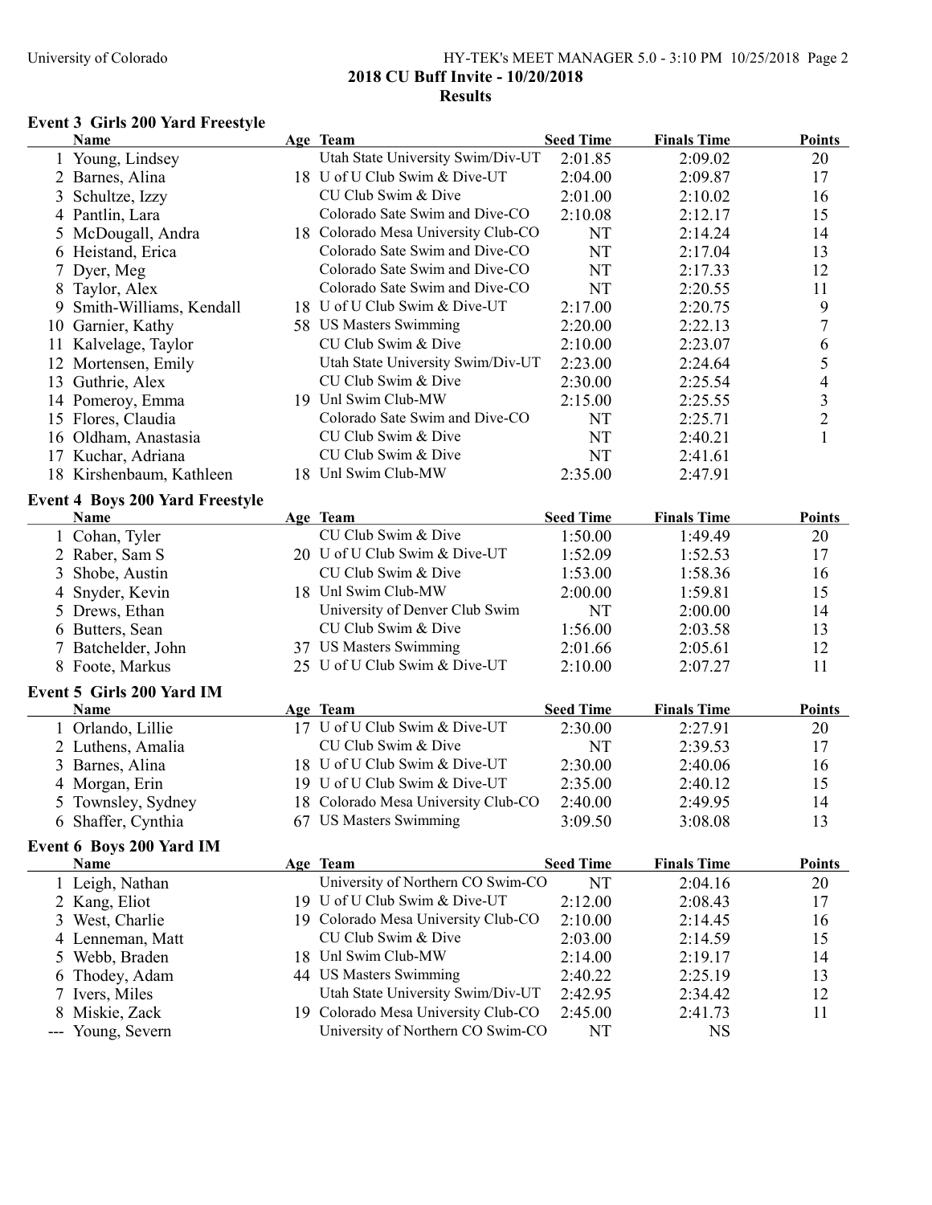## 2018 CU Buff Invite - 10/20/2018

## Results

### Event 3 Girls 200 Yard Freestyle

| | Name | Age | Team | Seed Time | Finals Time | Points |
|---|---|---|---|---|---|---|
| 1 | Young, Lindsey | | Utah State University Swim/Div-UT | 2:01.85 | 2:09.02 | 20 |
| 2 | Barnes, Alina | 18 | U of U Club Swim & Dive-UT | 2:04.00 | 2:09.87 | 17 |
| 3 | Schultze, Izzy | | CU Club Swim & Dive | 2:01.00 | 2:10.02 | 16 |
| 4 | Pantlin, Lara | | Colorado Sate Swim and Dive-CO | 2:10.08 | 2:12.17 | 15 |
| 5 | McDougall, Andra | 18 | Colorado Mesa University Club-CO | NT | 2:14.24 | 14 |
| 6 | Heistand, Erica | | Colorado Sate Swim and Dive-CO | NT | 2:17.04 | 13 |
| 7 | Dyer, Meg | | Colorado Sate Swim and Dive-CO | NT | 2:17.33 | 12 |
| 8 | Taylor, Alex | | Colorado Sate Swim and Dive-CO | NT | 2:20.55 | 11 |
| 9 | Smith-Williams, Kendall | 18 | U of U Club Swim & Dive-UT | 2:17.00 | 2:20.75 | 9 |
| 10 | Garnier, Kathy | 58 | US Masters Swimming | 2:20.00 | 2:22.13 | 7 |
| 11 | Kalvelage, Taylor | | CU Club Swim & Dive | 2:10.00 | 2:23.07 | 6 |
| 12 | Mortensen, Emily | | Utah State University Swim/Div-UT | 2:23.00 | 2:24.64 | 5 |
| 13 | Guthrie, Alex | | CU Club Swim & Dive | 2:30.00 | 2:25.54 | 4 |
| 14 | Pomeroy, Emma | 19 | Unl Swim Club-MW | 2:15.00 | 2:25.55 | 3 |
| 15 | Flores, Claudia | | Colorado Sate Swim and Dive-CO | NT | 2:25.71 | 2 |
| 16 | Oldham, Anastasia | | CU Club Swim & Dive | NT | 2:40.21 | 1 |
| 17 | Kuchar, Adriana | | CU Club Swim & Dive | NT | 2:41.61 | |
| 18 | Kirshenbaum, Kathleen | 18 | Unl Swim Club-MW | 2:35.00 | 2:47.91 | |

### Event 4 Boys 200 Yard Freestyle

| | Name | Age | Team | Seed Time | Finals Time | Points |
|---|---|---|---|---|---|---|
| 1 | Cohan, Tyler | | CU Club Swim & Dive | 1:50.00 | 1:49.49 | 20 |
| 2 | Raber, Sam S | 20 | U of U Club Swim & Dive-UT | 1:52.09 | 1:52.53 | 17 |
| 3 | Shobe, Austin | | CU Club Swim & Dive | 1:53.00 | 1:58.36 | 16 |
| 4 | Snyder, Kevin | 18 | Unl Swim Club-MW | 2:00.00 | 1:59.81 | 15 |
| 5 | Drews, Ethan | | University of Denver Club Swim | NT | 2:00.00 | 14 |
| 6 | Butters, Sean | | CU Club Swim & Dive | 1:56.00 | 2:03.58 | 13 |
| 7 | Batchelder, John | 37 | US Masters Swimming | 2:01.66 | 2:05.61 | 12 |
| 8 | Foote, Markus | 25 | U of U Club Swim & Dive-UT | 2:10.00 | 2:07.27 | 11 |

### Event 5 Girls 200 Yard IM

| | Name | Age | Team | Seed Time | Finals Time | Points |
|---|---|---|---|---|---|---|
| 1 | Orlando, Lillie | 17 | U of U Club Swim & Dive-UT | 2:30.00 | 2:27.91 | 20 |
| 2 | Luthens, Amalia | | CU Club Swim & Dive | NT | 2:39.53 | 17 |
| 3 | Barnes, Alina | 18 | U of U Club Swim & Dive-UT | 2:30.00 | 2:40.06 | 16 |
| 4 | Morgan, Erin | 19 | U of U Club Swim & Dive-UT | 2:35.00 | 2:40.12 | 15 |
| 5 | Townsley, Sydney | 18 | Colorado Mesa University Club-CO | 2:40.00 | 2:49.95 | 14 |
| 6 | Shaffer, Cynthia | 67 | US Masters Swimming | 3:09.50 | 3:08.08 | 13 |

### Event 6 Boys 200 Yard IM

| | Name | Age | Team | Seed Time | Finals Time | Points |
|---|---|---|---|---|---|---|
| 1 | Leigh, Nathan | | University of Northern CO Swim-CO | NT | 2:04.16 | 20 |
| 2 | Kang, Eliot | 19 | U of U Club Swim & Dive-UT | 2:12.00 | 2:08.43 | 17 |
| 3 | West, Charlie | 19 | Colorado Mesa University Club-CO | 2:10.00 | 2:14.45 | 16 |
| 4 | Lenneman, Matt | | CU Club Swim & Dive | 2:03.00 | 2:14.59 | 15 |
| 5 | Webb, Braden | 18 | Unl Swim Club-MW | 2:14.00 | 2:19.17 | 14 |
| 6 | Thodey, Adam | 44 | US Masters Swimming | 2:40.22 | 2:25.19 | 13 |
| 7 | Ivers, Miles | | Utah State University Swim/Div-UT | 2:42.95 | 2:34.42 | 12 |
| 8 | Miskie, Zack | 19 | Colorado Mesa University Club-CO | 2:45.00 | 2:41.73 | 11 |
| --- | Young, Severn | | University of Northern CO Swim-CO | NT | NS | |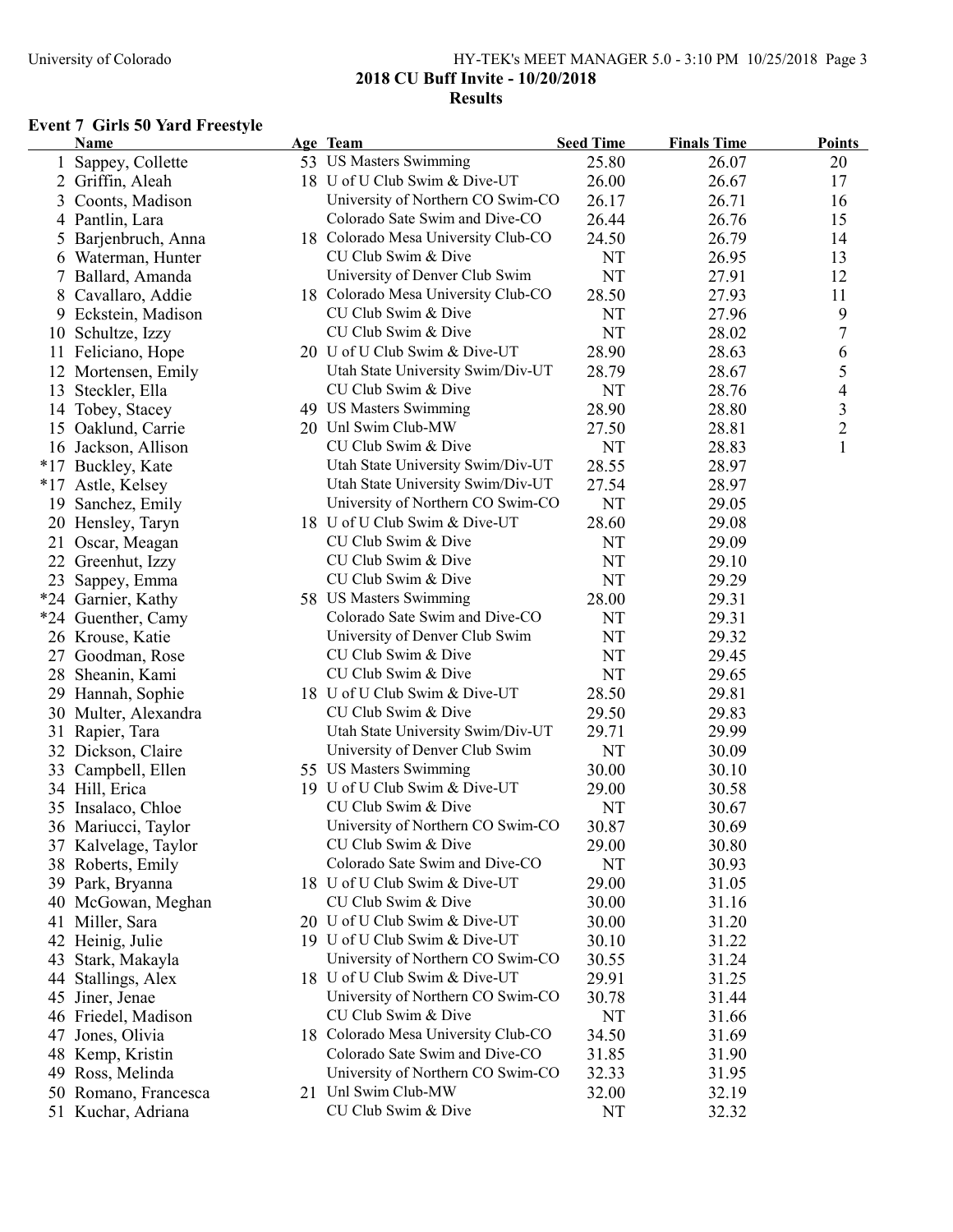2018 CU Buff Invite - 10/20/2018

Results

### Event 7 Girls 50 Yard Freestyle

| | Name | Age | Team | Seed Time | Finals Time | Points |
|---|---|---|---|---|---|---|
| 1 | Sappey, Collette | 53 | US Masters Swimming | 25.80 | 26.07 | 20 |
| 2 | Griffin, Aleah | 18 | U of U Club Swim & Dive-UT | 26.00 | 26.67 | 17 |
| 3 | Coonts, Madison | | University of Northern CO Swim-CO | 26.17 | 26.71 | 16 |
| 4 | Pantlin, Lara | | Colorado Sate Swim and Dive-CO | 26.44 | 26.76 | 15 |
| 5 | Barjenbruch, Anna | 18 | Colorado Mesa University Club-CO | 24.50 | 26.79 | 14 |
| 6 | Waterman, Hunter | | CU Club Swim & Dive | NT | 26.95 | 13 |
| 7 | Ballard, Amanda | | University of Denver Club Swim | NT | 27.91 | 12 |
| 8 | Cavallaro, Addie | 18 | Colorado Mesa University Club-CO | 28.50 | 27.93 | 11 |
| 9 | Eckstein, Madison | | CU Club Swim & Dive | NT | 27.96 | 9 |
| 10 | Schultze, Izzy | | CU Club Swim & Dive | NT | 28.02 | 7 |
| 11 | Feliciano, Hope | 20 | U of U Club Swim & Dive-UT | 28.90 | 28.63 | 6 |
| 12 | Mortensen, Emily | | Utah State University Swim/Div-UT | 28.79 | 28.67 | 5 |
| 13 | Steckler, Ella | | CU Club Swim & Dive | NT | 28.76 | 4 |
| 14 | Tobey, Stacey | 49 | US Masters Swimming | 28.90 | 28.80 | 3 |
| 15 | Oaklund, Carrie | 20 | Unl Swim Club-MW | 27.50 | 28.81 | 2 |
| 16 | Jackson, Allison | | CU Club Swim & Dive | NT | 28.83 | 1 |
| *17 | Buckley, Kate | | Utah State University Swim/Div-UT | 28.55 | 28.97 | |
| *17 | Astle, Kelsey | | Utah State University Swim/Div-UT | 27.54 | 28.97 | |
| 19 | Sanchez, Emily | | University of Northern CO Swim-CO | NT | 29.05 | |
| 20 | Hensley, Taryn | 18 | U of U Club Swim & Dive-UT | 28.60 | 29.08 | |
| 21 | Oscar, Meagan | | CU Club Swim & Dive | NT | 29.09 | |
| 22 | Greenhut, Izzy | | CU Club Swim & Dive | NT | 29.10 | |
| 23 | Sappey, Emma | | CU Club Swim & Dive | NT | 29.29 | |
| *24 | Garnier, Kathy | 58 | US Masters Swimming | 28.00 | 29.31 | |
| *24 | Guenther, Camy | | Colorado Sate Swim and Dive-CO | NT | 29.31 | |
| 26 | Krouse, Katie | | University of Denver Club Swim | NT | 29.32 | |
| 27 | Goodman, Rose | | CU Club Swim & Dive | NT | 29.45 | |
| 28 | Sheanin, Kami | | CU Club Swim & Dive | NT | 29.65 | |
| 29 | Hannah, Sophie | 18 | U of U Club Swim & Dive-UT | 28.50 | 29.81 | |
| 30 | Multer, Alexandra | | CU Club Swim & Dive | 29.50 | 29.83 | |
| 31 | Rapier, Tara | | Utah State University Swim/Div-UT | 29.71 | 29.99 | |
| 32 | Dickson, Claire | | University of Denver Club Swim | NT | 30.09 | |
| 33 | Campbell, Ellen | 55 | US Masters Swimming | 30.00 | 30.10 | |
| 34 | Hill, Erica | 19 | U of U Club Swim & Dive-UT | 29.00 | 30.58 | |
| 35 | Insalaco, Chloe | | CU Club Swim & Dive | NT | 30.67 | |
| 36 | Mariucci, Taylor | | University of Northern CO Swim-CO | 30.87 | 30.69 | |
| 37 | Kalvelage, Taylor | | CU Club Swim & Dive | 29.00 | 30.80 | |
| 38 | Roberts, Emily | | Colorado Sate Swim and Dive-CO | NT | 30.93 | |
| 39 | Park, Bryanna | 18 | U of U Club Swim & Dive-UT | 29.00 | 31.05 | |
| 40 | McGowan, Meghan | | CU Club Swim & Dive | 30.00 | 31.16 | |
| 41 | Miller, Sara | 20 | U of U Club Swim & Dive-UT | 30.00 | 31.20 | |
| 42 | Heinig, Julie | 19 | U of U Club Swim & Dive-UT | 30.10 | 31.22 | |
| 43 | Stark, Makayla | | University of Northern CO Swim-CO | 30.55 | 31.24 | |
| 44 | Stallings, Alex | 18 | U of U Club Swim & Dive-UT | 29.91 | 31.25 | |
| 45 | Jiner, Jenae | | University of Northern CO Swim-CO | 30.78 | 31.44 | |
| 46 | Friedel, Madison | | CU Club Swim & Dive | NT | 31.66 | |
| 47 | Jones, Olivia | 18 | Colorado Mesa University Club-CO | 34.50 | 31.69 | |
| 48 | Kemp, Kristin | | Colorado Sate Swim and Dive-CO | 31.85 | 31.90 | |
| 49 | Ross, Melinda | | University of Northern CO Swim-CO | 32.33 | 31.95 | |
| 50 | Romano, Francesca | 21 | Unl Swim Club-MW | 32.00 | 32.19 | |
| 51 | Kuchar, Adriana | | CU Club Swim & Dive | NT | 32.32 | |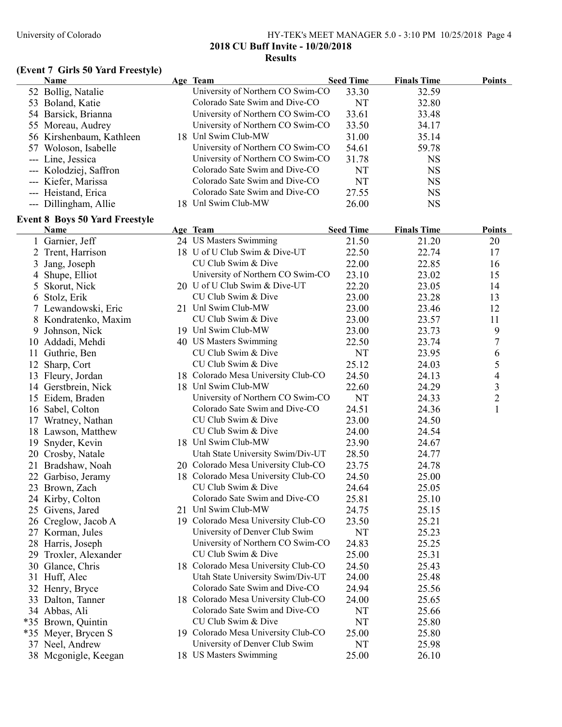**2018 CU Buff Invite - 10/20/2018**

**Results**

### (Event 7 Girls 50 Yard Freestyle)

| | Name | Age | Team | Seed Time | Finals Time | Points |
|---|---|---|---|---|---|---|
| 52 | Bollig, Natalie | | University of Northern CO Swim-CO | 33.30 | 32.59 | |
| 53 | Boland, Katie | | Colorado Sate Swim and Dive-CO | NT | 32.80 | |
| 54 | Barsick, Brianna | | University of Northern CO Swim-CO | 33.61 | 33.48 | |
| 55 | Moreau, Audrey | | University of Northern CO Swim-CO | 33.50 | 34.17 | |
| 56 | Kirshenbaum, Kathleen | 18 | Unl Swim Club-MW | 31.00 | 35.14 | |
| 57 | Woloson, Isabelle | | University of Northern CO Swim-CO | 54.61 | 59.78 | |
| --- | Line, Jessica | | University of Northern CO Swim-CO | 31.78 | NS | |
| --- | Kolodziej, Saffron | | Colorado Sate Swim and Dive-CO | NT | NS | |
| --- | Kiefer, Marissa | | Colorado Sate Swim and Dive-CO | NT | NS | |
| --- | Heistand, Erica | | Colorado Sate Swim and Dive-CO | 27.55 | NS | |
| --- | Dillingham, Allie | 18 | Unl Swim Club-MW | 26.00 | NS | |

### Event 8 Boys 50 Yard Freestyle

| | Name | Age | Team | Seed Time | Finals Time | Points |
|---|---|---|---|---|---|---|
| 1 | Garnier, Jeff | 24 | US Masters Swimming | 21.50 | 21.20 | 20 |
| 2 | Trent, Harrison | 18 | U of U Club Swim & Dive-UT | 22.50 | 22.74 | 17 |
| 3 | Jang, Joseph | | CU Club Swim & Dive | 22.00 | 22.85 | 16 |
| 4 | Shupe, Elliot | | University of Northern CO Swim-CO | 23.10 | 23.02 | 15 |
| 5 | Skorut, Nick | 20 | U of U Club Swim & Dive-UT | 22.20 | 23.05 | 14 |
| 6 | Stolz, Erik | | CU Club Swim & Dive | 23.00 | 23.28 | 13 |
| 7 | Lewandowski, Eric | 21 | Unl Swim Club-MW | 23.00 | 23.46 | 12 |
| 8 | Kondratenko, Maxim | | CU Club Swim & Dive | 23.00 | 23.57 | 11 |
| 9 | Johnson, Nick | 19 | Unl Swim Club-MW | 23.00 | 23.73 | 9 |
| 10 | Addadi, Mehdi | 40 | US Masters Swimming | 22.50 | 23.74 | 7 |
| 11 | Guthrie, Ben | | CU Club Swim & Dive | NT | 23.95 | 6 |
| 12 | Sharp, Cort | | CU Club Swim & Dive | 25.12 | 24.03 | 5 |
| 13 | Fleury, Jordan | 18 | Colorado Mesa University Club-CO | 24.50 | 24.13 | 4 |
| 14 | Gerstbrein, Nick | 18 | Unl Swim Club-MW | 22.60 | 24.29 | 3 |
| 15 | Eidem, Braden | | University of Northern CO Swim-CO | NT | 24.33 | 2 |
| 16 | Sabel, Colton | | Colorado Sate Swim and Dive-CO | 24.51 | 24.36 | 1 |
| 17 | Wratney, Nathan | | CU Club Swim & Dive | 23.00 | 24.50 | |
| 18 | Lawson, Matthew | | CU Club Swim & Dive | 24.00 | 24.54 | |
| 19 | Snyder, Kevin | 18 | Unl Swim Club-MW | 23.90 | 24.67 | |
| 20 | Crosby, Natale | | Utah State University Swim/Div-UT | 28.50 | 24.77 | |
| 21 | Bradshaw, Noah | 20 | Colorado Mesa University Club-CO | 23.75 | 24.78 | |
| 22 | Garbiso, Jeramy | 18 | Colorado Mesa University Club-CO | 24.50 | 25.00 | |
| 23 | Brown, Zach | | CU Club Swim & Dive | 24.64 | 25.05 | |
| 24 | Kirby, Colton | | Colorado Sate Swim and Dive-CO | 25.81 | 25.10 | |
| 25 | Givens, Jared | 21 | Unl Swim Club-MW | 24.75 | 25.15 | |
| 26 | Creglow, Jacob A | 19 | Colorado Mesa University Club-CO | 23.50 | 25.21 | |
| 27 | Korman, Jules | | University of Denver Club Swim | NT | 25.23 | |
| 28 | Harris, Joseph | | University of Northern CO Swim-CO | 24.83 | 25.25 | |
| 29 | Troxler, Alexander | | CU Club Swim & Dive | 25.00 | 25.31 | |
| 30 | Glance, Chris | 18 | Colorado Mesa University Club-CO | 24.50 | 25.43 | |
| 31 | Huff, Alec | | Utah State University Swim/Div-UT | 24.00 | 25.48 | |
| 32 | Henry, Bryce | | Colorado Sate Swim and Dive-CO | 24.94 | 25.56 | |
| 33 | Dalton, Tanner | 18 | Colorado Mesa University Club-CO | 24.00 | 25.65 | |
| 34 | Abbas, Ali | | Colorado Sate Swim and Dive-CO | NT | 25.66 | |
| *35 | Brown, Quintin | | CU Club Swim & Dive | NT | 25.80 | |
| *35 | Meyer, Brycen S | 19 | Colorado Mesa University Club-CO | 25.00 | 25.80 | |
| 37 | Neel, Andrew | | University of Denver Club Swim | NT | 25.98 | |
| 38 | Mcgonigle, Keegan | 18 | US Masters Swimming | 25.00 | 26.10 | |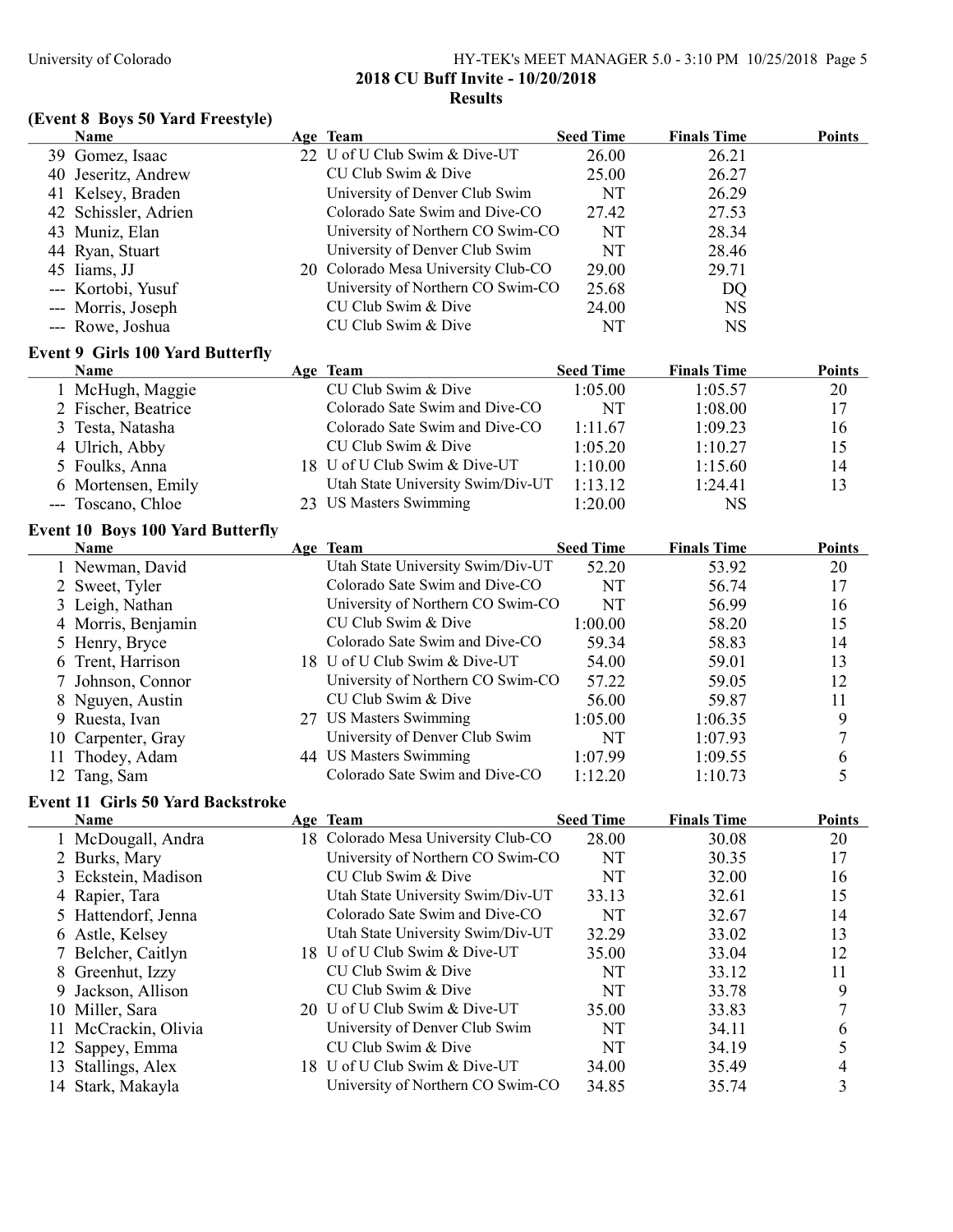**2018 CU Buff Invite - 10/20/2018**

**Results**

### (Event 8 Boys 50 Yard Freestyle)

| | Name | Age | Team | Seed Time | Finals Time | Points |
|---|---|---|---|---|---|---|
| 39 | Gomez, Isaac | 22 | U of U Club Swim & Dive-UT | 26.00 | 26.21 | |
| 40 | Jeseritz, Andrew | | CU Club Swim & Dive | 25.00 | 26.27 | |
| 41 | Kelsey, Braden | | University of Denver Club Swim | NT | 26.29 | |
| 42 | Schissler, Adrien | | Colorado Sate Swim and Dive-CO | 27.42 | 27.53 | |
| 43 | Muniz, Elan | | University of Northern CO Swim-CO | NT | 28.34 | |
| 44 | Ryan, Stuart | | University of Denver Club Swim | NT | 28.46 | |
| 45 | Iiams, JJ | 20 | Colorado Mesa University Club-CO | 29.00 | 29.71 | |
| --- | Kortobi, Yusuf | | University of Northern CO Swim-CO | 25.68 | DQ | |
| --- | Morris, Joseph | | CU Club Swim & Dive | 24.00 | NS | |
| --- | Rowe, Joshua | | CU Club Swim & Dive | NT | NS | |

### Event 9 Girls 100 Yard Butterfly

| | Name | Age | Team | Seed Time | Finals Time | Points |
|---|---|---|---|---|---|---|
| 1 | McHugh, Maggie | | CU Club Swim & Dive | 1:05.00 | 1:05.57 | 20 |
| 2 | Fischer, Beatrice | | Colorado Sate Swim and Dive-CO | NT | 1:08.00 | 17 |
| 3 | Testa, Natasha | | Colorado Sate Swim and Dive-CO | 1:11.67 | 1:09.23 | 16 |
| 4 | Ulrich, Abby | | CU Club Swim & Dive | 1:05.20 | 1:10.27 | 15 |
| 5 | Foulks, Anna | 18 | U of U Club Swim & Dive-UT | 1:10.00 | 1:15.60 | 14 |
| 6 | Mortensen, Emily | | Utah State University Swim/Div-UT | 1:13.12 | 1:24.41 | 13 |
| --- | Toscano, Chloe | 23 | US Masters Swimming | 1:20.00 | NS | |

### Event 10 Boys 100 Yard Butterfly

| | Name | Age | Team | Seed Time | Finals Time | Points |
|---|---|---|---|---|---|---|
| 1 | Newman, David | | Utah State University Swim/Div-UT | 52.20 | 53.92 | 20 |
| 2 | Sweet, Tyler | | Colorado Sate Swim and Dive-CO | NT | 56.74 | 17 |
| 3 | Leigh, Nathan | | University of Northern CO Swim-CO | NT | 56.99 | 16 |
| 4 | Morris, Benjamin | | CU Club Swim & Dive | 1:00.00 | 58.20 | 15 |
| 5 | Henry, Bryce | | Colorado Sate Swim and Dive-CO | 59.34 | 58.83 | 14 |
| 6 | Trent, Harrison | 18 | U of U Club Swim & Dive-UT | 54.00 | 59.01 | 13 |
| 7 | Johnson, Connor | | University of Northern CO Swim-CO | 57.22 | 59.05 | 12 |
| 8 | Nguyen, Austin | | CU Club Swim & Dive | 56.00 | 59.87 | 11 |
| 9 | Ruesta, Ivan | 27 | US Masters Swimming | 1:05.00 | 1:06.35 | 9 |
| 10 | Carpenter, Gray | | University of Denver Club Swim | NT | 1:07.93 | 7 |
| 11 | Thodey, Adam | 44 | US Masters Swimming | 1:07.99 | 1:09.55 | 6 |
| 12 | Tang, Sam | | Colorado Sate Swim and Dive-CO | 1:12.20 | 1:10.73 | 5 |

### Event 11 Girls 50 Yard Backstroke

| | Name | Age | Team | Seed Time | Finals Time | Points |
|---|---|---|---|---|---|---|
| 1 | McDougall, Andra | 18 | Colorado Mesa University Club-CO | 28.00 | 30.08 | 20 |
| 2 | Burks, Mary | | University of Northern CO Swim-CO | NT | 30.35 | 17 |
| 3 | Eckstein, Madison | | CU Club Swim & Dive | NT | 32.00 | 16 |
| 4 | Rapier, Tara | | Utah State University Swim/Div-UT | 33.13 | 32.61 | 15 |
| 5 | Hattendorf, Jenna | | Colorado Sate Swim and Dive-CO | NT | 32.67 | 14 |
| 6 | Astle, Kelsey | | Utah State University Swim/Div-UT | 32.29 | 33.02 | 13 |
| 7 | Belcher, Caitlyn | 18 | U of U Club Swim & Dive-UT | 35.00 | 33.04 | 12 |
| 8 | Greenhut, Izzy | | CU Club Swim & Dive | NT | 33.12 | 11 |
| 9 | Jackson, Allison | | CU Club Swim & Dive | NT | 33.78 | 9 |
| 10 | Miller, Sara | 20 | U of U Club Swim & Dive-UT | 35.00 | 33.83 | 7 |
| 11 | McCrackin, Olivia | | University of Denver Club Swim | NT | 34.11 | 6 |
| 12 | Sappey, Emma | | CU Club Swim & Dive | NT | 34.19 | 5 |
| 13 | Stallings, Alex | 18 | U of U Club Swim & Dive-UT | 34.00 | 35.49 | 4 |
| 14 | Stark, Makayla | | University of Northern CO Swim-CO | 34.85 | 35.74 | 3 |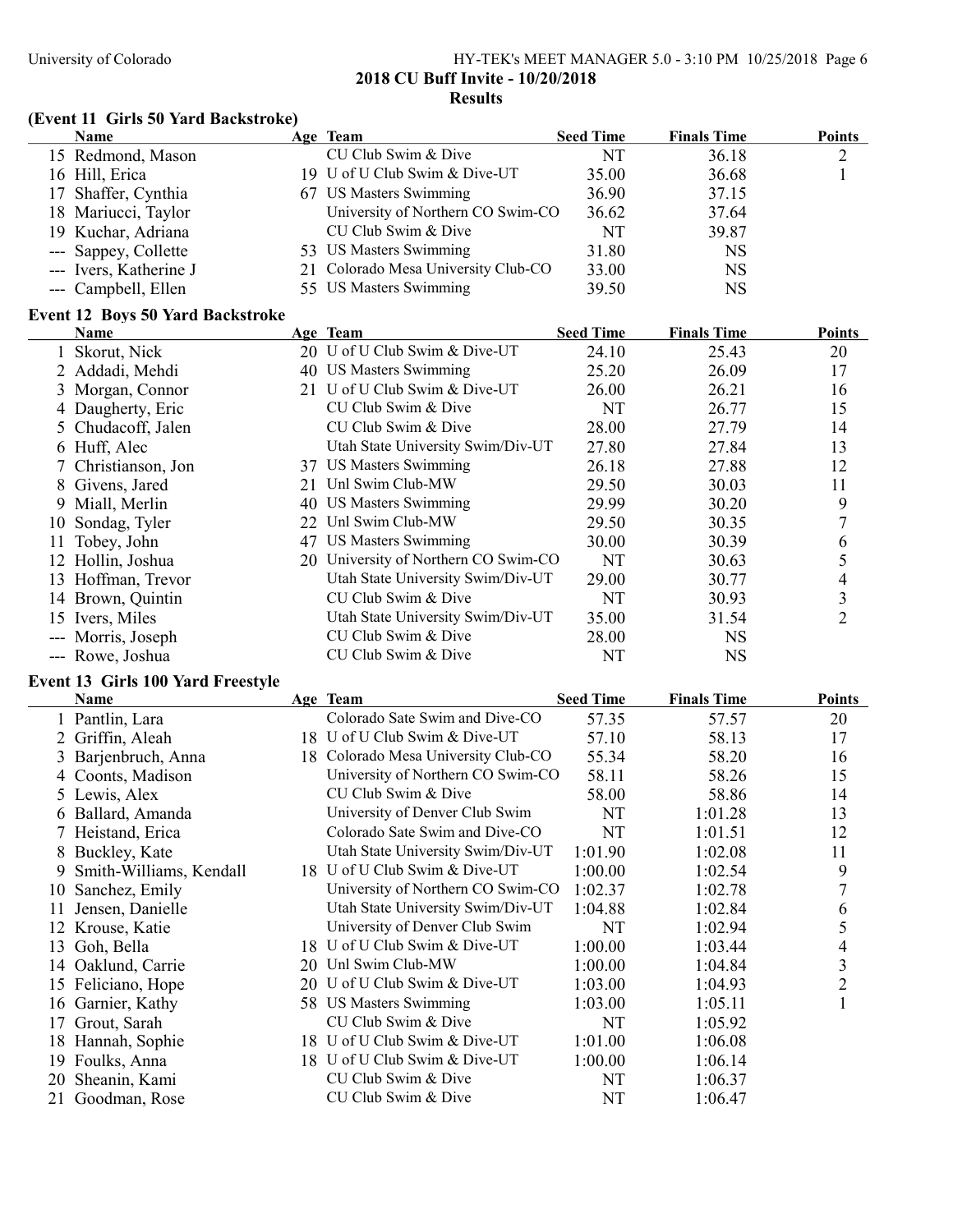**2018 CU Buff Invite - 10/20/2018**

**Results**

### (Event 11 Girls 50 Yard Backstroke)

| | Name | Age | Team | Seed Time | Finals Time | Points |
|---|---|---|---|---|---|---|
| 15 | Redmond, Mason | | CU Club Swim & Dive | NT | 36.18 | 2 |
| 16 | Hill, Erica | 19 | U of U Club Swim & Dive-UT | 35.00 | 36.68 | 1 |
| 17 | Shaffer, Cynthia | 67 | US Masters Swimming | 36.90 | 37.15 | |
| 18 | Mariucci, Taylor | | University of Northern CO Swim-CO | 36.62 | 37.64 | |
| 19 | Kuchar, Adriana | | CU Club Swim & Dive | NT | 39.87 | |
| --- | Sappey, Collette | 53 | US Masters Swimming | 31.80 | NS | |
| --- | Ivers, Katherine J | 21 | Colorado Mesa University Club-CO | 33.00 | NS | |
| --- | Campbell, Ellen | 55 | US Masters Swimming | 39.50 | NS | |

### Event 12 Boys 50 Yard Backstroke

| | Name | Age | Team | Seed Time | Finals Time | Points |
|---|---|---|---|---|---|---|
| 1 | Skorut, Nick | 20 | U of U Club Swim & Dive-UT | 24.10 | 25.43 | 20 |
| 2 | Addadi, Mehdi | 40 | US Masters Swimming | 25.20 | 26.09 | 17 |
| 3 | Morgan, Connor | 21 | U of U Club Swim & Dive-UT | 26.00 | 26.21 | 16 |
| 4 | Daugherty, Eric | | CU Club Swim & Dive | NT | 26.77 | 15 |
| 5 | Chudacoff, Jalen | | CU Club Swim & Dive | 28.00 | 27.79 | 14 |
| 6 | Huff, Alec | | Utah State University Swim/Div-UT | 27.80 | 27.84 | 13 |
| 7 | Christianson, Jon | 37 | US Masters Swimming | 26.18 | 27.88 | 12 |
| 8 | Givens, Jared | 21 | Unl Swim Club-MW | 29.50 | 30.03 | 11 |
| 9 | Miall, Merlin | 40 | US Masters Swimming | 29.99 | 30.20 | 9 |
| 10 | Sondag, Tyler | 22 | Unl Swim Club-MW | 29.50 | 30.35 | 7 |
| 11 | Tobey, John | 47 | US Masters Swimming | 30.00 | 30.39 | 6 |
| 12 | Hollin, Joshua | 20 | University of Northern CO Swim-CO | NT | 30.63 | 5 |
| 13 | Hoffman, Trevor | | Utah State University Swim/Div-UT | 29.00 | 30.77 | 4 |
| 14 | Brown, Quintin | | CU Club Swim & Dive | NT | 30.93 | 3 |
| 15 | Ivers, Miles | | Utah State University Swim/Div-UT | 35.00 | 31.54 | 2 |
| --- | Morris, Joseph | | CU Club Swim & Dive | 28.00 | NS | |
| --- | Rowe, Joshua | | CU Club Swim & Dive | NT | NS | |

### Event 13 Girls 100 Yard Freestyle

| | Name | Age | Team | Seed Time | Finals Time | Points |
|---|---|---|---|---|---|---|
| 1 | Pantlin, Lara | | Colorado Sate Swim and Dive-CO | 57.35 | 57.57 | 20 |
| 2 | Griffin, Aleah | 18 | U of U Club Swim & Dive-UT | 57.10 | 58.13 | 17 |
| 3 | Barjenbruch, Anna | 18 | Colorado Mesa University Club-CO | 55.34 | 58.20 | 16 |
| 4 | Coonts, Madison | | University of Northern CO Swim-CO | 58.11 | 58.26 | 15 |
| 5 | Lewis, Alex | | CU Club Swim & Dive | 58.00 | 58.86 | 14 |
| 6 | Ballard, Amanda | | University of Denver Club Swim | NT | 1:01.28 | 13 |
| 7 | Heistand, Erica | | Colorado Sate Swim and Dive-CO | NT | 1:01.51 | 12 |
| 8 | Buckley, Kate | | Utah State University Swim/Div-UT | 1:01.90 | 1:02.08 | 11 |
| 9 | Smith-Williams, Kendall | 18 | U of U Club Swim & Dive-UT | 1:00.00 | 1:02.54 | 9 |
| 10 | Sanchez, Emily | | University of Northern CO Swim-CO | 1:02.37 | 1:02.78 | 7 |
| 11 | Jensen, Danielle | | Utah State University Swim/Div-UT | 1:04.88 | 1:02.84 | 6 |
| 12 | Krouse, Katie | | University of Denver Club Swim | NT | 1:02.94 | 5 |
| 13 | Goh, Bella | 18 | U of U Club Swim & Dive-UT | 1:00.00 | 1:03.44 | 4 |
| 14 | Oaklund, Carrie | 20 | Unl Swim Club-MW | 1:00.00 | 1:04.84 | 3 |
| 15 | Feliciano, Hope | 20 | U of U Club Swim & Dive-UT | 1:03.00 | 1:04.93 | 2 |
| 16 | Garnier, Kathy | 58 | US Masters Swimming | 1:03.00 | 1:05.11 | 1 |
| 17 | Grout, Sarah | | CU Club Swim & Dive | NT | 1:05.92 | |
| 18 | Hannah, Sophie | 18 | U of U Club Swim & Dive-UT | 1:01.00 | 1:06.08 | |
| 19 | Foulks, Anna | 18 | U of U Club Swim & Dive-UT | 1:00.00 | 1:06.14 | |
| 20 | Sheanin, Kami | | CU Club Swim & Dive | NT | 1:06.37 | |
| 21 | Goodman, Rose | | CU Club Swim & Dive | NT | 1:06.47 | |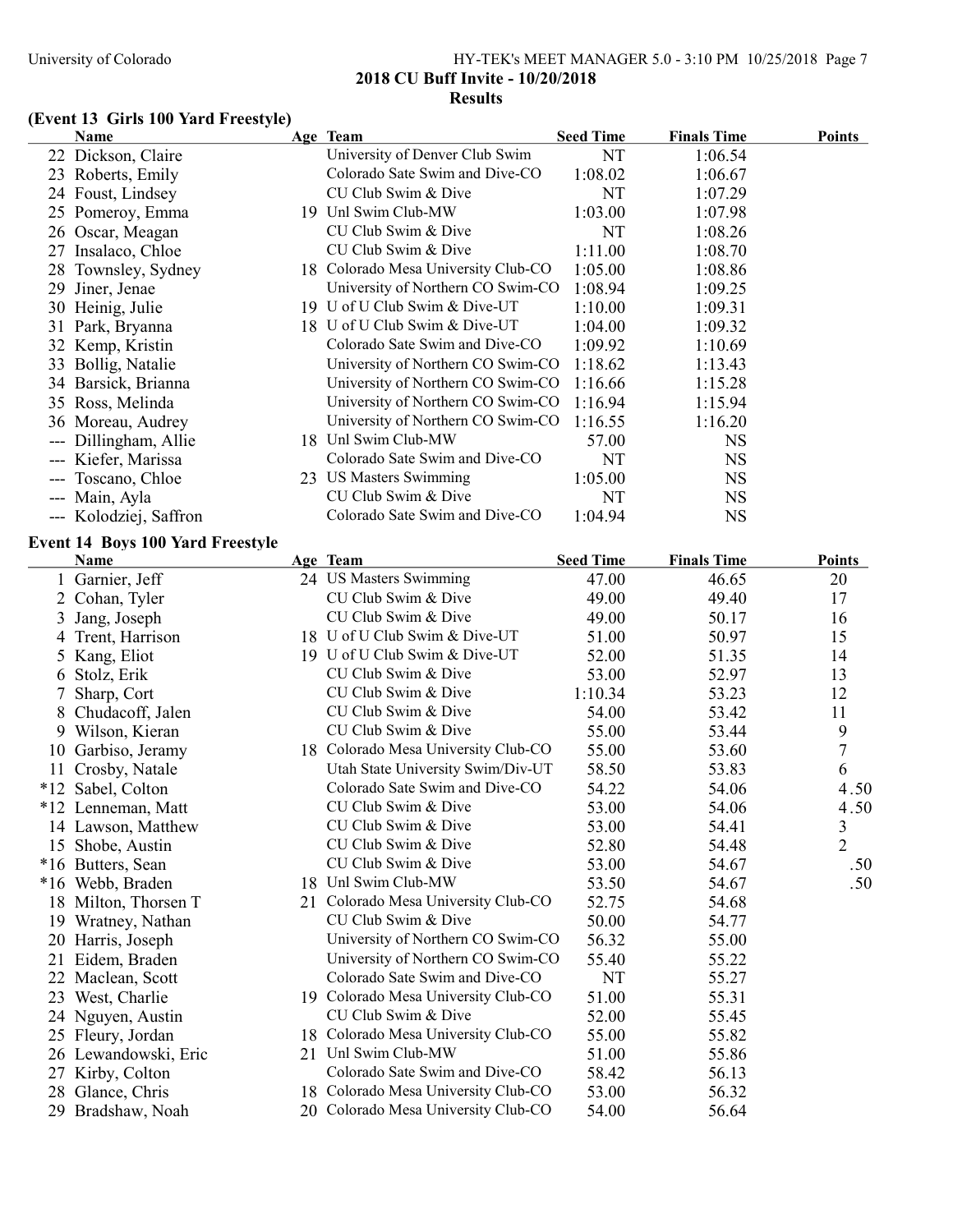## (Event 13 Girls 100 Yard Freestyle)

| | Name | Age | Team | Seed Time | Finals Time | Points |
|---|---|---|---|---|---|---|
| 22 | Dickson, Claire | | University of Denver Club Swim | NT | 1:06.54 | |
| 23 | Roberts, Emily | | Colorado Sate Swim and Dive-CO | 1:08.02 | 1:06.67 | |
| 24 | Foust, Lindsey | | CU Club Swim & Dive | NT | 1:07.29 | |
| 25 | Pomeroy, Emma | 19 | Unl Swim Club-MW | 1:03.00 | 1:07.98 | |
| 26 | Oscar, Meagan | | CU Club Swim & Dive | NT | 1:08.26 | |
| 27 | Insalaco, Chloe | | CU Club Swim & Dive | 1:11.00 | 1:08.70 | |
| 28 | Townsley, Sydney | 18 | Colorado Mesa University Club-CO | 1:05.00 | 1:08.86 | |
| 29 | Jiner, Jenae | | University of Northern CO Swim-CO | 1:08.94 | 1:09.25 | |
| 30 | Heinig, Julie | 19 | U of U Club Swim & Dive-UT | 1:10.00 | 1:09.31 | |
| 31 | Park, Bryanna | 18 | U of U Club Swim & Dive-UT | 1:04.00 | 1:09.32 | |
| 32 | Kemp, Kristin | | Colorado Sate Swim and Dive-CO | 1:09.92 | 1:10.69 | |
| 33 | Bollig, Natalie | | University of Northern CO Swim-CO | 1:18.62 | 1:13.43 | |
| 34 | Barsick, Brianna | | University of Northern CO Swim-CO | 1:16.66 | 1:15.28 | |
| 35 | Ross, Melinda | | University of Northern CO Swim-CO | 1:16.94 | 1:15.94 | |
| 36 | Moreau, Audrey | | University of Northern CO Swim-CO | 1:16.55 | 1:16.20 | |
| --- | Dillingham, Allie | 18 | Unl Swim Club-MW | 57.00 | NS | |
| --- | Kiefer, Marissa | | Colorado Sate Swim and Dive-CO | NT | NS | |
| --- | Toscano, Chloe | 23 | US Masters Swimming | 1:05.00 | NS | |
| --- | Main, Ayla | | CU Club Swim & Dive | NT | NS | |
| --- | Kolodziej, Saffron | | Colorado Sate Swim and Dive-CO | 1:04.94 | NS | |

## Event 14 Boys 100 Yard Freestyle

| | Name | Age | Team | Seed Time | Finals Time | Points |
|---|---|---|---|---|---|---|
| 1 | Garnier, Jeff | 24 | US Masters Swimming | 47.00 | 46.65 | 20 |
| 2 | Cohan, Tyler | | CU Club Swim & Dive | 49.00 | 49.40 | 17 |
| 3 | Jang, Joseph | | CU Club Swim & Dive | 49.00 | 50.17 | 16 |
| 4 | Trent, Harrison | 18 | U of U Club Swim & Dive-UT | 51.00 | 50.97 | 15 |
| 5 | Kang, Eliot | 19 | U of U Club Swim & Dive-UT | 52.00 | 51.35 | 14 |
| 6 | Stolz, Erik | | CU Club Swim & Dive | 53.00 | 52.97 | 13 |
| 7 | Sharp, Cort | | CU Club Swim & Dive | 1:10.34 | 53.23 | 12 |
| 8 | Chudacoff, Jalen | | CU Club Swim & Dive | 54.00 | 53.42 | 11 |
| 9 | Wilson, Kieran | | CU Club Swim & Dive | 55.00 | 53.44 | 9 |
| 10 | Garbiso, Jeramy | 18 | Colorado Mesa University Club-CO | 55.00 | 53.60 | 7 |
| 11 | Crosby, Natale | | Utah State University Swim/Div-UT | 58.50 | 53.83 | 6 |
| *12 | Sabel, Colton | | Colorado Sate Swim and Dive-CO | 54.22 | 54.06 | 4.50 |
| *12 | Lenneman, Matt | | CU Club Swim & Dive | 53.00 | 54.06 | 4.50 |
| 14 | Lawson, Matthew | | CU Club Swim & Dive | 53.00 | 54.41 | 3 |
| 15 | Shobe, Austin | | CU Club Swim & Dive | 52.80 | 54.48 | 2 |
| *16 | Butters, Sean | | CU Club Swim & Dive | 53.00 | 54.67 | .50 |
| *16 | Webb, Braden | 18 | Unl Swim Club-MW | 53.50 | 54.67 | .50 |
| 18 | Milton, Thorsen T | 21 | Colorado Mesa University Club-CO | 52.75 | 54.68 | |
| 19 | Wratney, Nathan | | CU Club Swim & Dive | 50.00 | 54.77 | |
| 20 | Harris, Joseph | | University of Northern CO Swim-CO | 56.32 | 55.00 | |
| 21 | Eidem, Braden | | University of Northern CO Swim-CO | 55.40 | 55.22 | |
| 22 | Maclean, Scott | | Colorado Sate Swim and Dive-CO | NT | 55.27 | |
| 23 | West, Charlie | 19 | Colorado Mesa University Club-CO | 51.00 | 55.31 | |
| 24 | Nguyen, Austin | | CU Club Swim & Dive | 52.00 | 55.45 | |
| 25 | Fleury, Jordan | 18 | Colorado Mesa University Club-CO | 55.00 | 55.82 | |
| 26 | Lewandowski, Eric | 21 | Unl Swim Club-MW | 51.00 | 55.86 | |
| 27 | Kirby, Colton | | Colorado Sate Swim and Dive-CO | 58.42 | 56.13 | |
| 28 | Glance, Chris | 18 | Colorado Mesa University Club-CO | 53.00 | 56.32 | |
| 29 | Bradshaw, Noah | 20 | Colorado Mesa University Club-CO | 54.00 | 56.64 | |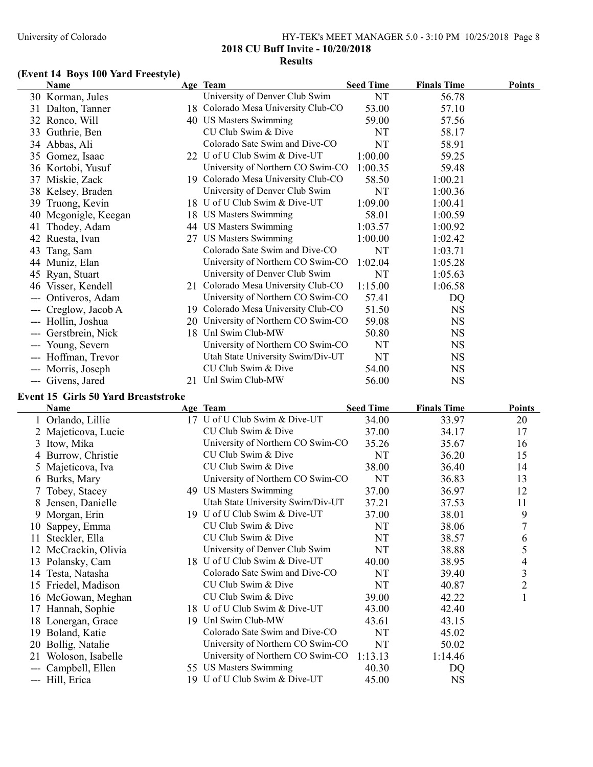## (Event 14 Boys 100 Yard Freestyle)

| | Name | Age | Team | Seed Time | Finals Time | Points |
|---|---|---|---|---|---|---|
| 30 | Korman, Jules | | University of Denver Club Swim | NT | 56.78 | |
| 31 | Dalton, Tanner | 18 | Colorado Mesa University Club-CO | 53.00 | 57.10 | |
| 32 | Ronco, Will | 40 | US Masters Swimming | 59.00 | 57.56 | |
| 33 | Guthrie, Ben | | CU Club Swim & Dive | NT | 58.17 | |
| 34 | Abbas, Ali | | Colorado Sate Swim and Dive-CO | NT | 58.91 | |
| 35 | Gomez, Isaac | 22 | U of U Club Swim & Dive-UT | 1:00.00 | 59.25 | |
| 36 | Kortobi, Yusuf | | University of Northern CO Swim-CO | 1:00.35 | 59.48 | |
| 37 | Miskie, Zack | 19 | Colorado Mesa University Club-CO | 58.50 | 1:00.21 | |
| 38 | Kelsey, Braden | | University of Denver Club Swim | NT | 1:00.36 | |
| 39 | Truong, Kevin | 18 | U of U Club Swim & Dive-UT | 1:09.00 | 1:00.41 | |
| 40 | Mcgonigle, Keegan | 18 | US Masters Swimming | 58.01 | 1:00.59 | |
| 41 | Thodey, Adam | 44 | US Masters Swimming | 1:03.57 | 1:00.92 | |
| 42 | Ruesta, Ivan | 27 | US Masters Swimming | 1:00.00 | 1:02.42 | |
| 43 | Tang, Sam | | Colorado Sate Swim and Dive-CO | NT | 1:03.71 | |
| 44 | Muniz, Elan | | University of Northern CO Swim-CO | 1:02.04 | 1:05.28 | |
| 45 | Ryan, Stuart | | University of Denver Club Swim | NT | 1:05.63 | |
| 46 | Visser, Kendell | 21 | Colorado Mesa University Club-CO | 1:15.00 | 1:06.58 | |
| --- | Ontiveros, Adam | | University of Northern CO Swim-CO | 57.41 | DQ | |
| --- | Creglow, Jacob A | 19 | Colorado Mesa University Club-CO | 51.50 | NS | |
| --- | Hollin, Joshua | 20 | University of Northern CO Swim-CO | 59.08 | NS | |
| --- | Gerstbrein, Nick | 18 | Unl Swim Club-MW | 50.80 | NS | |
| --- | Young, Severn | | University of Northern CO Swim-CO | NT | NS | |
| --- | Hoffman, Trevor | | Utah State University Swim/Div-UT | NT | NS | |
| --- | Morris, Joseph | | CU Club Swim & Dive | 54.00 | NS | |
| --- | Givens, Jared | 21 | Unl Swim Club-MW | 56.00 | NS | |

## Event 15 Girls 50 Yard Breaststroke

| | Name | Age | Team | Seed Time | Finals Time | Points |
|---|---|---|---|---|---|---|
| 1 | Orlando, Lillie | 17 | U of U Club Swim & Dive-UT | 34.00 | 33.97 | 20 |
| 2 | Majeticova, Lucie | | CU Club Swim & Dive | 37.00 | 34.17 | 17 |
| 3 | Itow, Mika | | University of Northern CO Swim-CO | 35.26 | 35.67 | 16 |
| 4 | Burrow, Christie | | CU Club Swim & Dive | NT | 36.20 | 15 |
| 5 | Majeticova, Iva | | CU Club Swim & Dive | 38.00 | 36.40 | 14 |
| 6 | Burks, Mary | | University of Northern CO Swim-CO | NT | 36.83 | 13 |
| 7 | Tobey, Stacey | 49 | US Masters Swimming | 37.00 | 36.97 | 12 |
| 8 | Jensen, Danielle | | Utah State University Swim/Div-UT | 37.21 | 37.53 | 11 |
| 9 | Morgan, Erin | 19 | U of U Club Swim & Dive-UT | 37.00 | 38.01 | 9 |
| 10 | Sappey, Emma | | CU Club Swim & Dive | NT | 38.06 | 7 |
| 11 | Steckler, Ella | | CU Club Swim & Dive | NT | 38.57 | 6 |
| 12 | McCrackin, Olivia | | University of Denver Club Swim | NT | 38.88 | 5 |
| 13 | Polansky, Cam | 18 | U of U Club Swim & Dive-UT | 40.00 | 38.95 | 4 |
| 14 | Testa, Natasha | | Colorado Sate Swim and Dive-CO | NT | 39.40 | 3 |
| 15 | Friedel, Madison | | CU Club Swim & Dive | NT | 40.87 | 2 |
| 16 | McGowan, Meghan | | CU Club Swim & Dive | 39.00 | 42.22 | 1 |
| 17 | Hannah, Sophie | 18 | U of U Club Swim & Dive-UT | 43.00 | 42.40 | |
| 18 | Lonergan, Grace | 19 | Unl Swim Club-MW | 43.61 | 43.15 | |
| 19 | Boland, Katie | | Colorado Sate Swim and Dive-CO | NT | 45.02 | |
| 20 | Bollig, Natalie | | University of Northern CO Swim-CO | NT | 50.02 | |
| 21 | Woloson, Isabelle | | University of Northern CO Swim-CO | 1:13.13 | 1:14.46 | |
| --- | Campbell, Ellen | 55 | US Masters Swimming | 40.30 | DQ | |
| --- | Hill, Erica | 19 | U of U Club Swim & Dive-UT | 45.00 | NS | |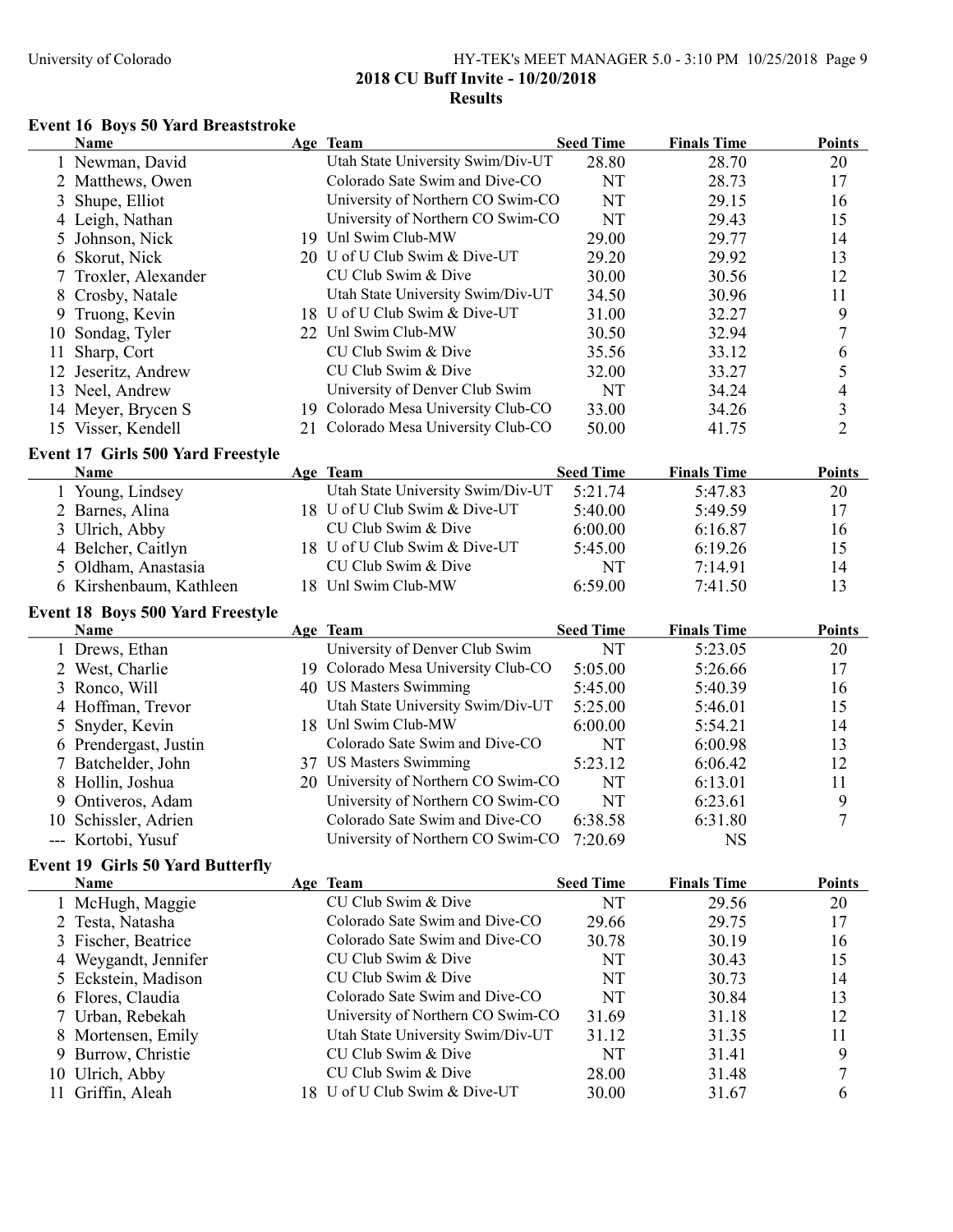University of Colorado

**2018 CU Buff Invite - 10/20/2018**
**Results**

### Event 16 Boys 50 Yard Breaststroke

| | Name | Age | Team | Seed Time | Finals Time | Points |
|---|---|---|---|---|---|---|
| 1 | Newman, David | | Utah State University Swim/Div-UT | 28.80 | 28.70 | 20 |
| 2 | Matthews, Owen | | Colorado Sate Swim and Dive-CO | NT | 28.73 | 17 |
| 3 | Shupe, Elliot | | University of Northern CO Swim-CO | NT | 29.15 | 16 |
| 4 | Leigh, Nathan | | University of Northern CO Swim-CO | NT | 29.43 | 15 |
| 5 | Johnson, Nick | 19 | Unl Swim Club-MW | 29.00 | 29.77 | 14 |
| 6 | Skorut, Nick | 20 | U of U Club Swim & Dive-UT | 29.20 | 29.92 | 13 |
| 7 | Troxler, Alexander | | CU Club Swim & Dive | 30.00 | 30.56 | 12 |
| 8 | Crosby, Natale | | Utah State University Swim/Div-UT | 34.50 | 30.96 | 11 |
| 9 | Truong, Kevin | 18 | U of U Club Swim & Dive-UT | 31.00 | 32.27 | 9 |
| 10 | Sondag, Tyler | 22 | Unl Swim Club-MW | 30.50 | 32.94 | 7 |
| 11 | Sharp, Cort | | CU Club Swim & Dive | 35.56 | 33.12 | 6 |
| 12 | Jeseritz, Andrew | | CU Club Swim & Dive | 32.00 | 33.27 | 5 |
| 13 | Neel, Andrew | | University of Denver Club Swim | NT | 34.24 | 4 |
| 14 | Meyer, Brycen S | 19 | Colorado Mesa University Club-CO | 33.00 | 34.26 | 3 |
| 15 | Visser, Kendell | 21 | Colorado Mesa University Club-CO | 50.00 | 41.75 | 2 |

### Event 17 Girls 500 Yard Freestyle

| | Name | Age | Team | Seed Time | Finals Time | Points |
|---|---|---|---|---|---|---|
| 1 | Young, Lindsey | | Utah State University Swim/Div-UT | 5:21.74 | 5:47.83 | 20 |
| 2 | Barnes, Alina | 18 | U of U Club Swim & Dive-UT | 5:40.00 | 5:49.59 | 17 |
| 3 | Ulrich, Abby | | CU Club Swim & Dive | 6:00.00 | 6:16.87 | 16 |
| 4 | Belcher, Caitlyn | 18 | U of U Club Swim & Dive-UT | 5:45.00 | 6:19.26 | 15 |
| 5 | Oldham, Anastasia | | CU Club Swim & Dive | NT | 7:14.91 | 14 |
| 6 | Kirshenbaum, Kathleen | 18 | Unl Swim Club-MW | 6:59.00 | 7:41.50 | 13 |

### Event 18 Boys 500 Yard Freestyle

| | Name | Age | Team | Seed Time | Finals Time | Points |
|---|---|---|---|---|---|---|
| 1 | Drews, Ethan | | University of Denver Club Swim | NT | 5:23.05 | 20 |
| 2 | West, Charlie | 19 | Colorado Mesa University Club-CO | 5:05.00 | 5:26.66 | 17 |
| 3 | Ronco, Will | 40 | US Masters Swimming | 5:45.00 | 5:40.39 | 16 |
| 4 | Hoffman, Trevor | | Utah State University Swim/Div-UT | 5:25.00 | 5:46.01 | 15 |
| 5 | Snyder, Kevin | 18 | Unl Swim Club-MW | 6:00.00 | 5:54.21 | 14 |
| 6 | Prendergast, Justin | | Colorado Sate Swim and Dive-CO | NT | 6:00.98 | 13 |
| 7 | Batchelder, John | 37 | US Masters Swimming | 5:23.12 | 6:06.42 | 12 |
| 8 | Hollin, Joshua | 20 | University of Northern CO Swim-CO | NT | 6:13.01 | 11 |
| 9 | Ontiveros, Adam | | University of Northern CO Swim-CO | NT | 6:23.61 | 9 |
| 10 | Schissler, Adrien | | Colorado Sate Swim and Dive-CO | 6:38.58 | 6:31.80 | 7 |
| --- | Kortobi, Yusuf | | University of Northern CO Swim-CO | 7:20.69 | NS | |

### Event 19 Girls 50 Yard Butterfly

| | Name | Age | Team | Seed Time | Finals Time | Points |
|---|---|---|---|---|---|---|
| 1 | McHugh, Maggie | | CU Club Swim & Dive | NT | 29.56 | 20 |
| 2 | Testa, Natasha | | Colorado Sate Swim and Dive-CO | 29.66 | 29.75 | 17 |
| 3 | Fischer, Beatrice | | Colorado Sate Swim and Dive-CO | 30.78 | 30.19 | 16 |
| 4 | Weygandt, Jennifer | | CU Club Swim & Dive | NT | 30.43 | 15 |
| 5 | Eckstein, Madison | | CU Club Swim & Dive | NT | 30.73 | 14 |
| 6 | Flores, Claudia | | Colorado Sate Swim and Dive-CO | NT | 30.84 | 13 |
| 7 | Urban, Rebekah | | University of Northern CO Swim-CO | 31.69 | 31.18 | 12 |
| 8 | Mortensen, Emily | | Utah State University Swim/Div-UT | 31.12 | 31.35 | 11 |
| 9 | Burrow, Christie | | CU Club Swim & Dive | NT | 31.41 | 9 |
| 10 | Ulrich, Abby | | CU Club Swim & Dive | 28.00 | 31.48 | 7 |
| 11 | Griffin, Aleah | 18 | U of U Club Swim & Dive-UT | 30.00 | 31.67 | 6 |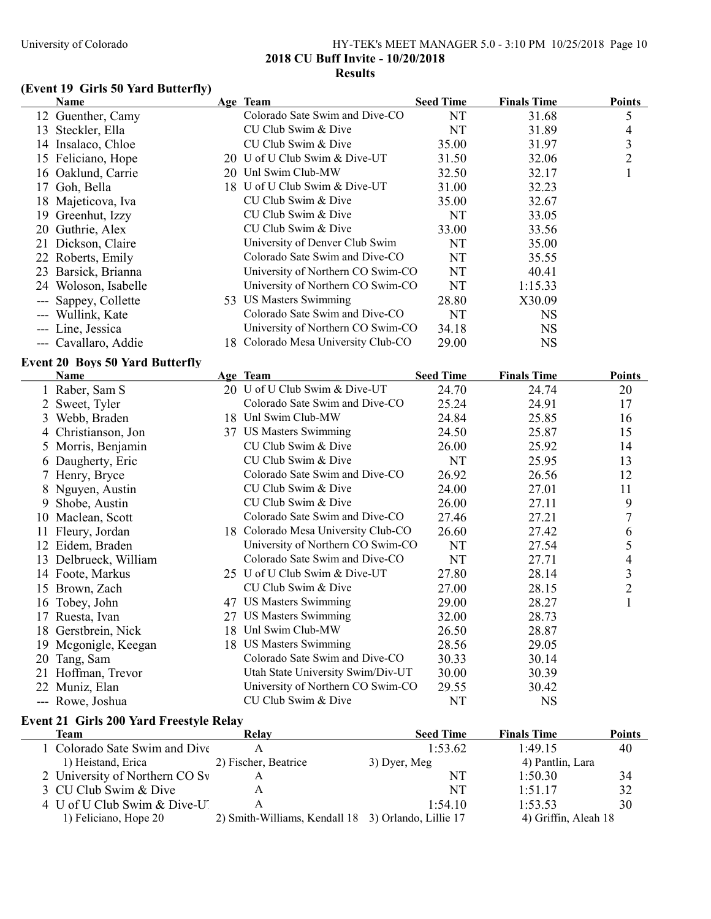## 2018 CU Buff Invite - 10/20/2018

### Results

### (Event 19 Girls 50 Yard Butterfly)

| | Name | Age | Team | Seed Time | Finals Time | Points |
|---|---|---|---|---|---|---|
| 12 | Guenther, Camy | | Colorado Sate Swim and Dive-CO | NT | 31.68 | 5 |
| 13 | Steckler, Ella | | CU Club Swim & Dive | NT | 31.89 | 4 |
| 14 | Insalaco, Chloe | | CU Club Swim & Dive | 35.00 | 31.97 | 3 |
| 15 | Feliciano, Hope | 20 | U of U Club Swim & Dive-UT | 31.50 | 32.06 | 2 |
| 16 | Oaklund, Carrie | 20 | Unl Swim Club-MW | 32.50 | 32.17 | 1 |
| 17 | Goh, Bella | 18 | U of U Club Swim & Dive-UT | 31.00 | 32.23 | |
| 18 | Majeticova, Iva | | CU Club Swim & Dive | 35.00 | 32.67 | |
| 19 | Greenhut, Izzy | | CU Club Swim & Dive | NT | 33.05 | |
| 20 | Guthrie, Alex | | CU Club Swim & Dive | 33.00 | 33.56 | |
| 21 | Dickson, Claire | | University of Denver Club Swim | NT | 35.00 | |
| 22 | Roberts, Emily | | Colorado Sate Swim and Dive-CO | NT | 35.55 | |
| 23 | Barsick, Brianna | | University of Northern CO Swim-CO | NT | 40.41 | |
| 24 | Woloson, Isabelle | | University of Northern CO Swim-CO | NT | 1:15.33 | |
| --- | Sappey, Collette | 53 | US Masters Swimming | 28.80 | X30.09 | |
| --- | Wullink, Kate | | Colorado Sate Swim and Dive-CO | NT | NS | |
| --- | Line, Jessica | | University of Northern CO Swim-CO | 34.18 | NS | |
| --- | Cavallaro, Addie | 18 | Colorado Mesa University Club-CO | 29.00 | NS | |

### Event 20 Boys 50 Yard Butterfly

| | Name | Age | Team | Seed Time | Finals Time | Points |
|---|---|---|---|---|---|---|
| 1 | Raber, Sam S | 20 | U of U Club Swim & Dive-UT | 24.70 | 24.74 | 20 |
| 2 | Sweet, Tyler | | Colorado Sate Swim and Dive-CO | 25.24 | 24.91 | 17 |
| 3 | Webb, Braden | 18 | Unl Swim Club-MW | 24.84 | 25.85 | 16 |
| 4 | Christianson, Jon | 37 | US Masters Swimming | 24.50 | 25.87 | 15 |
| 5 | Morris, Benjamin | | CU Club Swim & Dive | 26.00 | 25.92 | 14 |
| 6 | Daugherty, Eric | | CU Club Swim & Dive | NT | 25.95 | 13 |
| 7 | Henry, Bryce | | Colorado Sate Swim and Dive-CO | 26.92 | 26.56 | 12 |
| 8 | Nguyen, Austin | | CU Club Swim & Dive | 24.00 | 27.01 | 11 |
| 9 | Shobe, Austin | | CU Club Swim & Dive | 26.00 | 27.11 | 9 |
| 10 | Maclean, Scott | | Colorado Sate Swim and Dive-CO | 27.46 | 27.21 | 7 |
| 11 | Fleury, Jordan | 18 | Colorado Mesa University Club-CO | 26.60 | 27.42 | 6 |
| 12 | Eidem, Braden | | University of Northern CO Swim-CO | NT | 27.54 | 5 |
| 13 | Delbrueck, William | | Colorado Sate Swim and Dive-CO | NT | 27.71 | 4 |
| 14 | Foote, Markus | 25 | U of U Club Swim & Dive-UT | 27.80 | 28.14 | 3 |
| 15 | Brown, Zach | | CU Club Swim & Dive | 27.00 | 28.15 | 2 |
| 16 | Tobey, John | 47 | US Masters Swimming | 29.00 | 28.27 | 1 |
| 17 | Ruesta, Ivan | 27 | US Masters Swimming | 32.00 | 28.73 | |
| 18 | Gerstbrein, Nick | 18 | Unl Swim Club-MW | 26.50 | 28.87 | |
| 19 | Mcgonigle, Keegan | 18 | US Masters Swimming | 28.56 | 29.05 | |
| 20 | Tang, Sam | | Colorado Sate Swim and Dive-CO | 30.33 | 30.14 | |
| 21 | Hoffman, Trevor | | Utah State University Swim/Div-UT | 30.00 | 30.39 | |
| 22 | Muniz, Elan | | University of Northern CO Swim-CO | 29.55 | 30.42 | |
| --- | Rowe, Joshua | | CU Club Swim & Dive | NT | NS | |

### Event 21 Girls 200 Yard Freestyle Relay

| | Team | Relay | Seed Time | Finals Time | Points |
|---|---|---|---|---|---|
| 1 | Colorado Sate Swim and Dive | A | 1:53.62 | 1:49.15 | 40 |
| | 1) Heistand, Erica | 2) Fischer, Beatrice | 3) Dyer, Meg | 4) Pantlin, Lara | |
| 2 | University of Northern CO Sv | A | NT | 1:50.30 | 34 |
| 3 | CU Club Swim & Dive | A | NT | 1:51.17 | 32 |
| 4 | U of U Club Swim & Dive-U | A | 1:54.10 | 1:53.53 | 30 |
| | 1) Feliciano, Hope 20 | 2) Smith-Williams, Kendall 18 | 3) Orlando, Lillie 17 | 4) Griffin, Aleah 18 | |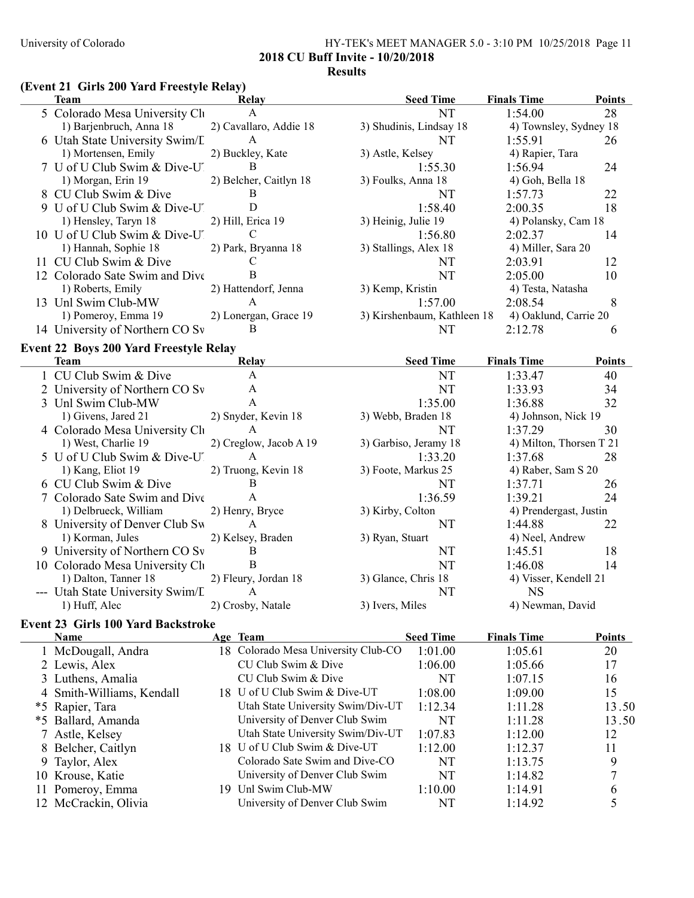# 2018 CU Buff Invite - 10/20/2018

## Results

### (Event 21 Girls 200 Yard Freestyle Relay)

| | Team | Relay | Seed Time | Finals Time | Points |
|---|---|---|---|---|---|
| 5 | Colorado Mesa University Clu | A | NT | 1:54.00 | 28 |
| | 1) Barjenbruch, Anna 18 | 2) Cavallaro, Addie 18 | 3) Shudinis, Lindsay 18 | 4) Townsley, Sydney 18 | |
| 6 | Utah State University Swim/D | A | NT | 1:55.91 | 26 |
| | 1) Mortensen, Emily | 2) Buckley, Kate | 3) Astle, Kelsey | 4) Rapier, Tara | |
| 7 | U of U Club Swim & Dive-UT | B | 1:55.30 | 1:56.94 | 24 |
| | 1) Morgan, Erin 19 | 2) Belcher, Caitlyn 18 | 3) Foulks, Anna 18 | 4) Goh, Bella 18 | |
| 8 | CU Club Swim & Dive | B | NT | 1:57.73 | 22 |
| 9 | U of U Club Swim & Dive-UT | D | 1:58.40 | 2:00.35 | 18 |
| | 1) Hensley, Taryn 18 | 2) Hill, Erica 19 | 3) Heinig, Julie 19 | 4) Polansky, Cam 18 | |
| 10 | U of U Club Swim & Dive-UT | C | 1:56.80 | 2:02.37 | 14 |
| | 1) Hannah, Sophie 18 | 2) Park, Bryanna 18 | 3) Stallings, Alex 18 | 4) Miller, Sara 20 | |
| 11 | CU Club Swim & Dive | C | NT | 2:03.91 | 12 |
| 12 | Colorado Sate Swim and Dive | B | NT | 2:05.00 | 10 |
| | 1) Roberts, Emily | 2) Hattendorf, Jenna | 3) Kemp, Kristin | 4) Testa, Natasha | |
| 13 | Unl Swim Club-MW | A | 1:57.00 | 2:08.54 | 8 |
| | 1) Pomeroy, Emma 19 | 2) Lonergan, Grace 19 | 3) Kirshenbaum, Kathleen 18 | 4) Oaklund, Carrie 20 | |
| 14 | University of Northern CO Sw | B | NT | 2:12.78 | 6 |

### Event 22 Boys 200 Yard Freestyle Relay

| | Team | Relay | Seed Time | Finals Time | Points |
|---|---|---|---|---|---|
| 1 | CU Club Swim & Dive | A | NT | 1:33.47 | 40 |
| 2 | University of Northern CO Sw | A | NT | 1:33.93 | 34 |
| 3 | Unl Swim Club-MW | A | 1:35.00 | 1:36.88 | 32 |
| | 1) Givens, Jared 21 | 2) Snyder, Kevin 18 | 3) Webb, Braden 18 | 4) Johnson, Nick 19 | |
| 4 | Colorado Mesa University Clu | A | NT | 1:37.29 | 30 |
| | 1) West, Charlie 19 | 2) Creglow, Jacob A 19 | 3) Garbiso, Jeramy 18 | 4) Milton, Thorsen T 21 | |
| 5 | U of U Club Swim & Dive-UT | A | 1:33.20 | 1:37.68 | 28 |
| | 1) Kang, Eliot 19 | 2) Truong, Kevin 18 | 3) Foote, Markus 25 | 4) Raber, Sam S 20 | |
| 6 | CU Club Swim & Dive | B | NT | 1:37.71 | 26 |
| 7 | Colorado Sate Swim and Dive | A | 1:36.59 | 1:39.21 | 24 |
| | 1) Delbrueck, William | 2) Henry, Bryce | 3) Kirby, Colton | 4) Prendergast, Justin | |
| 8 | University of Denver Club Sw | A | NT | 1:44.88 | 22 |
| | 1) Korman, Jules | 2) Kelsey, Braden | 3) Ryan, Stuart | 4) Neel, Andrew | |
| 9 | University of Northern CO Sw | B | NT | 1:45.51 | 18 |
| 10 | Colorado Mesa University Clu | B | NT | 1:46.08 | 14 |
| | 1) Dalton, Tanner 18 | 2) Fleury, Jordan 18 | 3) Glance, Chris 18 | 4) Visser, Kendell 21 | |
| --- | Utah State University Swim/D | A | NT | NS | |
| | 1) Huff, Alec | 2) Crosby, Natale | 3) Ivers, Miles | 4) Newman, David | |

### Event 23 Girls 100 Yard Backstroke

| | Name | Age | Team | Seed Time | Finals Time | Points |
|---|---|---|---|---|---|---|
| 1 | McDougall, Andra | 18 | Colorado Mesa University Club-CO | 1:01.00 | 1:05.61 | 20 |
| 2 | Lewis, Alex | | CU Club Swim & Dive | 1:06.00 | 1:05.66 | 17 |
| 3 | Luthens, Amalia | | CU Club Swim & Dive | NT | 1:07.15 | 16 |
| 4 | Smith-Williams, Kendall | 18 | U of U Club Swim & Dive-UT | 1:08.00 | 1:09.00 | 15 |
| *5 | Rapier, Tara | | Utah State University Swim/Div-UT | 1:12.34 | 1:11.28 | 13.50 |
| *5 | Ballard, Amanda | | University of Denver Club Swim | NT | 1:11.28 | 13.50 |
| 7 | Astle, Kelsey | | Utah State University Swim/Div-UT | 1:07.83 | 1:12.00 | 12 |
| 8 | Belcher, Caitlyn | 18 | U of U Club Swim & Dive-UT | 1:12.00 | 1:12.37 | 11 |
| 9 | Taylor, Alex | | Colorado Sate Swim and Dive-CO | NT | 1:13.75 | 9 |
| 10 | Krouse, Katie | | University of Denver Club Swim | NT | 1:14.82 | 7 |
| 11 | Pomeroy, Emma | 19 | Unl Swim Club-MW | 1:10.00 | 1:14.91 | 6 |
| 12 | McCrackin, Olivia | | University of Denver Club Swim | NT | 1:14.92 | 5 |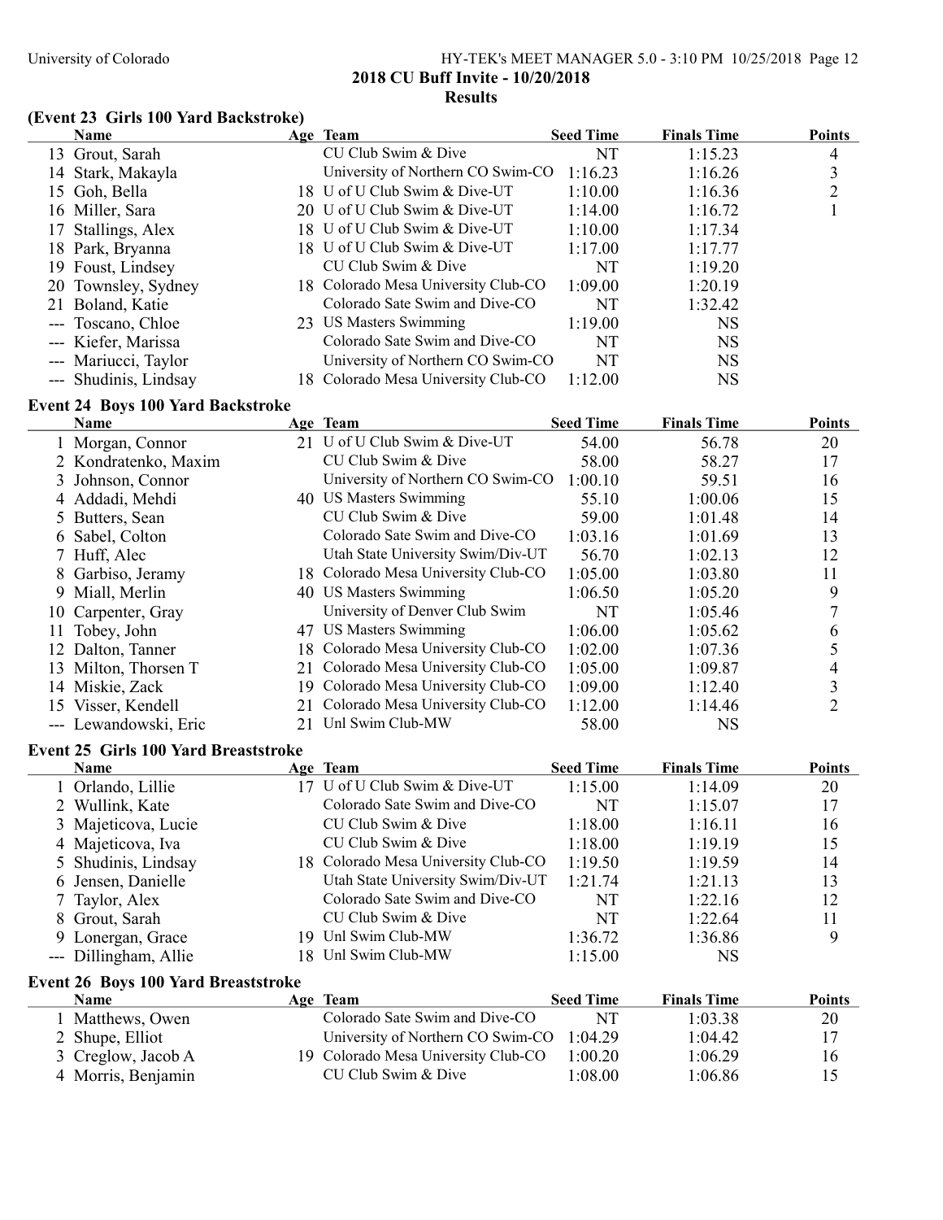## (Event 23 Girls 100 Yard Backstroke)

| | Name | Age | Team | Seed Time | Finals Time | Points |
|---|---|---|---|---|---|---|
| 13 | Grout, Sarah | | CU Club Swim & Dive | NT | 1:15.23 | 4 |
| 14 | Stark, Makayla | | University of Northern CO Swim-CO | 1:16.23 | 1:16.26 | 3 |
| 15 | Goh, Bella | 18 | U of U Club Swim & Dive-UT | 1:10.00 | 1:16.36 | 2 |
| 16 | Miller, Sara | 20 | U of U Club Swim & Dive-UT | 1:14.00 | 1:16.72 | 1 |
| 17 | Stallings, Alex | 18 | U of U Club Swim & Dive-UT | 1:10.00 | 1:17.34 | |
| 18 | Park, Bryanna | 18 | U of U Club Swim & Dive-UT | 1:17.00 | 1:17.77 | |
| 19 | Foust, Lindsey | | CU Club Swim & Dive | NT | 1:19.20 | |
| 20 | Townsley, Sydney | 18 | Colorado Mesa University Club-CO | 1:09.00 | 1:20.19 | |
| 21 | Boland, Katie | | Colorado Sate Swim and Dive-CO | NT | 1:32.42 | |
| --- | Toscano, Chloe | 23 | US Masters Swimming | 1:19.00 | NS | |
| --- | Kiefer, Marissa | | Colorado Sate Swim and Dive-CO | NT | NS | |
| --- | Mariucci, Taylor | | University of Northern CO Swim-CO | NT | NS | |
| --- | Shudinis, Lindsay | 18 | Colorado Mesa University Club-CO | 1:12.00 | NS | |

## Event 24 Boys 100 Yard Backstroke

| | Name | Age | Team | Seed Time | Finals Time | Points |
|---|---|---|---|---|---|---|
| 1 | Morgan, Connor | 21 | U of U Club Swim & Dive-UT | 54.00 | 56.78 | 20 |
| 2 | Kondratenko, Maxim | | CU Club Swim & Dive | 58.00 | 58.27 | 17 |
| 3 | Johnson, Connor | | University of Northern CO Swim-CO | 1:00.10 | 59.51 | 16 |
| 4 | Addadi, Mehdi | 40 | US Masters Swimming | 55.10 | 1:00.06 | 15 |
| 5 | Butters, Sean | | CU Club Swim & Dive | 59.00 | 1:01.48 | 14 |
| 6 | Sabel, Colton | | Colorado Sate Swim and Dive-CO | 1:03.16 | 1:01.69 | 13 |
| 7 | Huff, Alec | | Utah State University Swim/Div-UT | 56.70 | 1:02.13 | 12 |
| 8 | Garbiso, Jeramy | 18 | Colorado Mesa University Club-CO | 1:05.00 | 1:03.80 | 11 |
| 9 | Miall, Merlin | 40 | US Masters Swimming | 1:06.50 | 1:05.20 | 9 |
| 10 | Carpenter, Gray | | University of Denver Club Swim | NT | 1:05.46 | 7 |
| 11 | Tobey, John | 47 | US Masters Swimming | 1:06.00 | 1:05.62 | 6 |
| 12 | Dalton, Tanner | 18 | Colorado Mesa University Club-CO | 1:02.00 | 1:07.36 | 5 |
| 13 | Milton, Thorsen T | 21 | Colorado Mesa University Club-CO | 1:05.00 | 1:09.87 | 4 |
| 14 | Miskie, Zack | 19 | Colorado Mesa University Club-CO | 1:09.00 | 1:12.40 | 3 |
| 15 | Visser, Kendell | 21 | Colorado Mesa University Club-CO | 1:12.00 | 1:14.46 | 2 |
| --- | Lewandowski, Eric | 21 | Unl Swim Club-MW | 58.00 | NS | |

## Event 25 Girls 100 Yard Breaststroke

| | Name | Age | Team | Seed Time | Finals Time | Points |
|---|---|---|---|---|---|---|
| 1 | Orlando, Lillie | 17 | U of U Club Swim & Dive-UT | 1:15.00 | 1:14.09 | 20 |
| 2 | Wullink, Kate | | Colorado Sate Swim and Dive-CO | NT | 1:15.07 | 17 |
| 3 | Majeticova, Lucie | | CU Club Swim & Dive | 1:18.00 | 1:16.11 | 16 |
| 4 | Majeticova, Iva | | CU Club Swim & Dive | 1:18.00 | 1:19.19 | 15 |
| 5 | Shudinis, Lindsay | 18 | Colorado Mesa University Club-CO | 1:19.50 | 1:19.59 | 14 |
| 6 | Jensen, Danielle | | Utah State University Swim/Div-UT | 1:21.74 | 1:21.13 | 13 |
| 7 | Taylor, Alex | | Colorado Sate Swim and Dive-CO | NT | 1:22.16 | 12 |
| 8 | Grout, Sarah | | CU Club Swim & Dive | NT | 1:22.64 | 11 |
| 9 | Lonergan, Grace | 19 | Unl Swim Club-MW | 1:36.72 | 1:36.86 | 9 |
| --- | Dillingham, Allie | 18 | Unl Swim Club-MW | 1:15.00 | NS | |

## Event 26 Boys 100 Yard Breaststroke

| | Name | Age | Team | Seed Time | Finals Time | Points |
|---|---|---|---|---|---|---|
| 1 | Matthews, Owen | | Colorado Sate Swim and Dive-CO | NT | 1:03.38 | 20 |
| 2 | Shupe, Elliot | | University of Northern CO Swim-CO | 1:04.29 | 1:04.42 | 17 |
| 3 | Creglow, Jacob A | 19 | Colorado Mesa University Club-CO | 1:00.20 | 1:06.29 | 16 |
| 4 | Morris, Benjamin | | CU Club Swim & Dive | 1:08.00 | 1:06.86 | 15 |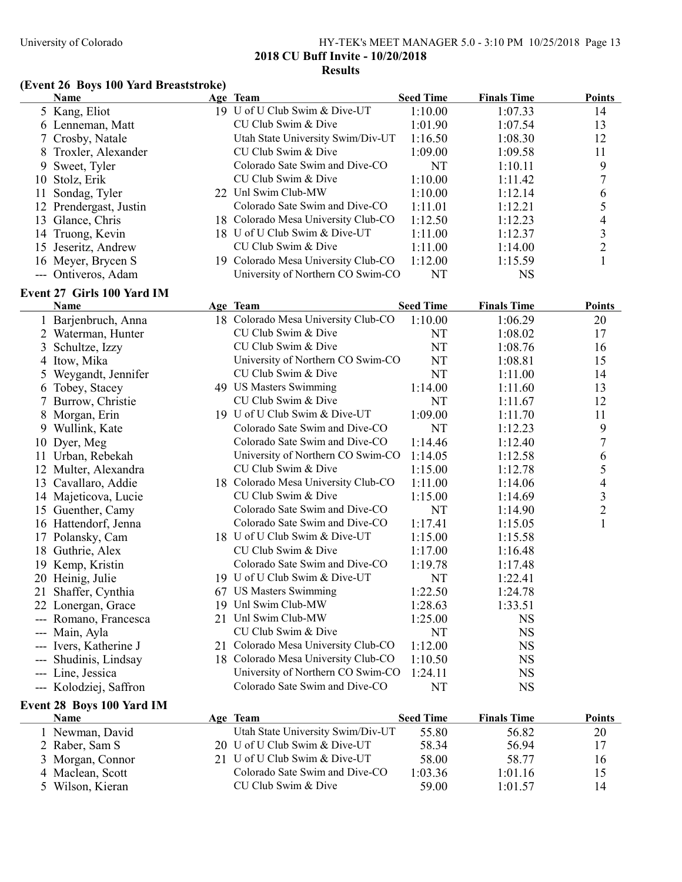## 2018 CU Buff Invite - 10/20/2018

## Results

### (Event 26 Boys 100 Yard Breaststroke)

| | Name | Age | Team | Seed Time | Finals Time | Points |
|---|---|---|---|---|---|---|
| 5 | Kang, Eliot | 19 | U of U Club Swim & Dive-UT | 1:10.00 | 1:07.33 | 14 |
| 6 | Lenneman, Matt | | CU Club Swim & Dive | 1:01.90 | 1:07.54 | 13 |
| 7 | Crosby, Natale | | Utah State University Swim/Div-UT | 1:16.50 | 1:08.30 | 12 |
| 8 | Troxler, Alexander | | CU Club Swim & Dive | 1:09.00 | 1:09.58 | 11 |
| 9 | Sweet, Tyler | | Colorado Sate Swim and Dive-CO | NT | 1:10.11 | 9 |
| 10 | Stolz, Erik | | CU Club Swim & Dive | 1:10.00 | 1:11.42 | 7 |
| 11 | Sondag, Tyler | 22 | Unl Swim Club-MW | 1:10.00 | 1:12.14 | 6 |
| 12 | Prendergast, Justin | | Colorado Sate Swim and Dive-CO | 1:11.01 | 1:12.21 | 5 |
| 13 | Glance, Chris | 18 | Colorado Mesa University Club-CO | 1:12.50 | 1:12.23 | 4 |
| 14 | Truong, Kevin | 18 | U of U Club Swim & Dive-UT | 1:11.00 | 1:12.37 | 3 |
| 15 | Jeseritz, Andrew | | CU Club Swim & Dive | 1:11.00 | 1:14.00 | 2 |
| 16 | Meyer, Brycen S | 19 | Colorado Mesa University Club-CO | 1:12.00 | 1:15.59 | 1 |
| --- | Ontiveros, Adam | | University of Northern CO Swim-CO | NT | NS | |

### Event 27 Girls 100 Yard IM

| | Name | Age | Team | Seed Time | Finals Time | Points |
|---|---|---|---|---|---|---|
| 1 | Barjenbruch, Anna | 18 | Colorado Mesa University Club-CO | 1:10.00 | 1:06.29 | 20 |
| 2 | Waterman, Hunter | | CU Club Swim & Dive | NT | 1:08.02 | 17 |
| 3 | Schultze, Izzy | | CU Club Swim & Dive | NT | 1:08.76 | 16 |
| 4 | Itow, Mika | | University of Northern CO Swim-CO | NT | 1:08.81 | 15 |
| 5 | Weygandt, Jennifer | | CU Club Swim & Dive | NT | 1:11.00 | 14 |
| 6 | Tobey, Stacey | 49 | US Masters Swimming | 1:14.00 | 1:11.60 | 13 |
| 7 | Burrow, Christie | | CU Club Swim & Dive | NT | 1:11.67 | 12 |
| 8 | Morgan, Erin | 19 | U of U Club Swim & Dive-UT | 1:09.00 | 1:11.70 | 11 |
| 9 | Wullink, Kate | | Colorado Sate Swim and Dive-CO | NT | 1:12.23 | 9 |
| 10 | Dyer, Meg | | Colorado Sate Swim and Dive-CO | 1:14.46 | 1:12.40 | 7 |
| 11 | Urban, Rebekah | | University of Northern CO Swim-CO | 1:14.05 | 1:12.58 | 6 |
| 12 | Multer, Alexandra | | CU Club Swim & Dive | 1:15.00 | 1:12.78 | 5 |
| 13 | Cavallaro, Addie | 18 | Colorado Mesa University Club-CO | 1:11.00 | 1:14.06 | 4 |
| 14 | Majeticova, Lucie | | CU Club Swim & Dive | 1:15.00 | 1:14.69 | 3 |
| 15 | Guenther, Camy | | Colorado Sate Swim and Dive-CO | NT | 1:14.90 | 2 |
| 16 | Hattendorf, Jenna | | Colorado Sate Swim and Dive-CO | 1:17.41 | 1:15.05 | 1 |
| 17 | Polansky, Cam | 18 | U of U Club Swim & Dive-UT | 1:15.00 | 1:15.58 | |
| 18 | Guthrie, Alex | | CU Club Swim & Dive | 1:17.00 | 1:16.48 | |
| 19 | Kemp, Kristin | | Colorado Sate Swim and Dive-CO | 1:19.78 | 1:17.48 | |
| 20 | Heinig, Julie | 19 | U of U Club Swim & Dive-UT | NT | 1:22.41 | |
| 21 | Shaffer, Cynthia | 67 | US Masters Swimming | 1:22.50 | 1:24.78 | |
| 22 | Lonergan, Grace | 19 | Unl Swim Club-MW | 1:28.63 | 1:33.51 | |
| --- | Romano, Francesca | 21 | Unl Swim Club-MW | 1:25.00 | NS | |
| --- | Main, Ayla | | CU Club Swim & Dive | NT | NS | |
| --- | Ivers, Katherine J | 21 | Colorado Mesa University Club-CO | 1:12.00 | NS | |
| --- | Shudinis, Lindsay | 18 | Colorado Mesa University Club-CO | 1:10.50 | NS | |
| --- | Line, Jessica | | University of Northern CO Swim-CO | 1:24.11 | NS | |
| --- | Kolodziej, Saffron | | Colorado Sate Swim and Dive-CO | NT | NS | |

### Event 28 Boys 100 Yard IM

| | Name | Age | Team | Seed Time | Finals Time | Points |
|---|---|---|---|---|---|---|
| 1 | Newman, David | | Utah State University Swim/Div-UT | 55.80 | 56.82 | 20 |
| 2 | Raber, Sam S | 20 | U of U Club Swim & Dive-UT | 58.34 | 56.94 | 17 |
| 3 | Morgan, Connor | 21 | U of U Club Swim & Dive-UT | 58.00 | 58.77 | 16 |
| 4 | Maclean, Scott | | Colorado Sate Swim and Dive-CO | 1:03.36 | 1:01.16 | 15 |
| 5 | Wilson, Kieran | | CU Club Swim & Dive | 59.00 | 1:01.57 | 14 |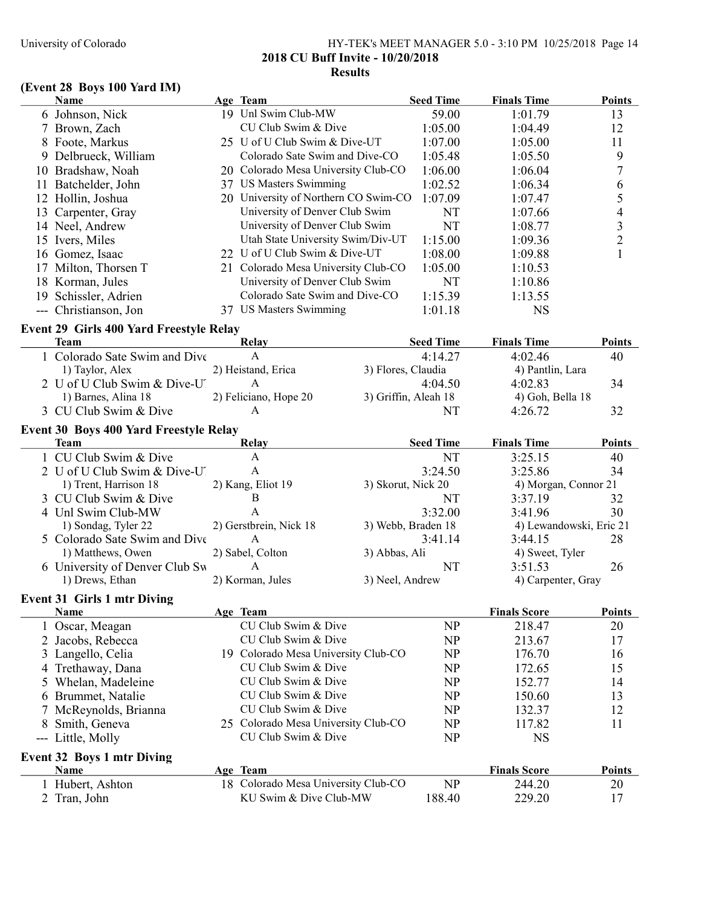## 2018 CU Buff Invite - 10/20/2018

## Results

### (Event 28 Boys 100 Yard IM)

| | Name | Age | Team | Seed Time | Finals Time | Points |
|---|---|---|---|---|---|---|
| 6 | Johnson, Nick | 19 | Unl Swim Club-MW | 59.00 | 1:01.79 | 13 |
| 7 | Brown, Zach | | CU Club Swim & Dive | 1:05.00 | 1:04.49 | 12 |
| 8 | Foote, Markus | 25 | U of U Club Swim & Dive-UT | 1:07.00 | 1:05.00 | 11 |
| 9 | Delbrueck, William | | Colorado Sate Swim and Dive-CO | 1:05.48 | 1:05.50 | 9 |
| 10 | Bradshaw, Noah | 20 | Colorado Mesa University Club-CO | 1:06.00 | 1:06.04 | 7 |
| 11 | Batchelder, John | 37 | US Masters Swimming | 1:02.52 | 1:06.34 | 6 |
| 12 | Hollin, Joshua | 20 | University of Northern CO Swim-CO | 1:07.09 | 1:07.47 | 5 |
| 13 | Carpenter, Gray | | University of Denver Club Swim | NT | 1:07.66 | 4 |
| 14 | Neel, Andrew | | University of Denver Club Swim | NT | 1:08.77 | 3 |
| 15 | Ivers, Miles | | Utah State University Swim/Div-UT | 1:15.00 | 1:09.36 | 2 |
| 16 | Gomez, Isaac | 22 | U of U Club Swim & Dive-UT | 1:08.00 | 1:09.88 | 1 |
| 17 | Milton, Thorsen T | 21 | Colorado Mesa University Club-CO | 1:05.00 | 1:10.53 | |
| 18 | Korman, Jules | | University of Denver Club Swim | NT | 1:10.86 | |
| 19 | Schissler, Adrien | | Colorado Sate Swim and Dive-CO | 1:15.39 | 1:13.55 | |
| --- | Christianson, Jon | 37 | US Masters Swimming | 1:01.18 | NS | |

### Event 29 Girls 400 Yard Freestyle Relay

| | Team | Relay | Seed Time | Finals Time | Points |
|---|---|---|---|---|---|
| 1 | Colorado Sate Swim and Dive | A | 4:14.27 | 4:02.46 | 40 |
| | 1) Taylor, Alex | 2) Heistand, Erica | 3) Flores, Claudia | 4) Pantlin, Lara | |
| 2 | U of U Club Swim & Dive-UT | A | 4:04.50 | 4:02.83 | 34 |
| | 1) Barnes, Alina 18 | 2) Feliciano, Hope 20 | 3) Griffin, Aleah 18 | 4) Goh, Bella 18 | |
| 3 | CU Club Swim & Dive | A | NT | 4:26.72 | 32 |

### Event 30 Boys 400 Yard Freestyle Relay

| | Team | Relay | Seed Time | Finals Time | Points |
|---|---|---|---|---|---|
| 1 | CU Club Swim & Dive | A | NT | 3:25.15 | 40 |
| 2 | U of U Club Swim & Dive-UT | A | 3:24.50 | 3:25.86 | 34 |
| | 1) Trent, Harrison 18 | 2) Kang, Eliot 19 | 3) Skorut, Nick 20 | 4) Morgan, Connor 21 | |
| 3 | CU Club Swim & Dive | B | NT | 3:37.19 | 32 |
| 4 | Unl Swim Club-MW | A | 3:32.00 | 3:41.96 | 30 |
| | 1) Sondag, Tyler 22 | 2) Gerstbrein, Nick 18 | 3) Webb, Braden 18 | 4) Lewandowski, Eric 21 | |
| 5 | Colorado Sate Swim and Dive | A | 3:41.14 | 3:44.15 | 28 |
| | 1) Matthews, Owen | 2) Sabel, Colton | 3) Abbas, Ali | 4) Sweet, Tyler | |
| 6 | University of Denver Club Sw | A | NT | 3:51.53 | 26 |
| | 1) Drews, Ethan | 2) Korman, Jules | 3) Neel, Andrew | 4) Carpenter, Gray | |

### Event 31 Girls 1 mtr Diving

| | Name | Age | Team | | Finals Score | Points |
|---|---|---|---|---|---|---|
| 1 | Oscar, Meagan | | CU Club Swim & Dive | NP | 218.47 | 20 |
| 2 | Jacobs, Rebecca | | CU Club Swim & Dive | NP | 213.67 | 17 |
| 3 | Langello, Celia | 19 | Colorado Mesa University Club-CO | NP | 176.70 | 16 |
| 4 | Trethaway, Dana | | CU Club Swim & Dive | NP | 172.65 | 15 |
| 5 | Whelan, Madeleine | | CU Club Swim & Dive | NP | 152.77 | 14 |
| 6 | Brummet, Natalie | | CU Club Swim & Dive | NP | 150.60 | 13 |
| 7 | McReynolds, Brianna | | CU Club Swim & Dive | NP | 132.37 | 12 |
| 8 | Smith, Geneva | 25 | Colorado Mesa University Club-CO | NP | 117.82 | 11 |
| --- | Little, Molly | | CU Club Swim & Dive | NP | NS | |

### Event 32 Boys 1 mtr Diving

| | Name | Age | Team | | Finals Score | Points |
|---|---|---|---|---|---|---|
| 1 | Hubert, Ashton | 18 | Colorado Mesa University Club-CO | NP | 244.20 | 20 |
| 2 | Tran, John | | KU Swim & Dive Club-MW | 188.40 | 229.20 | 17 |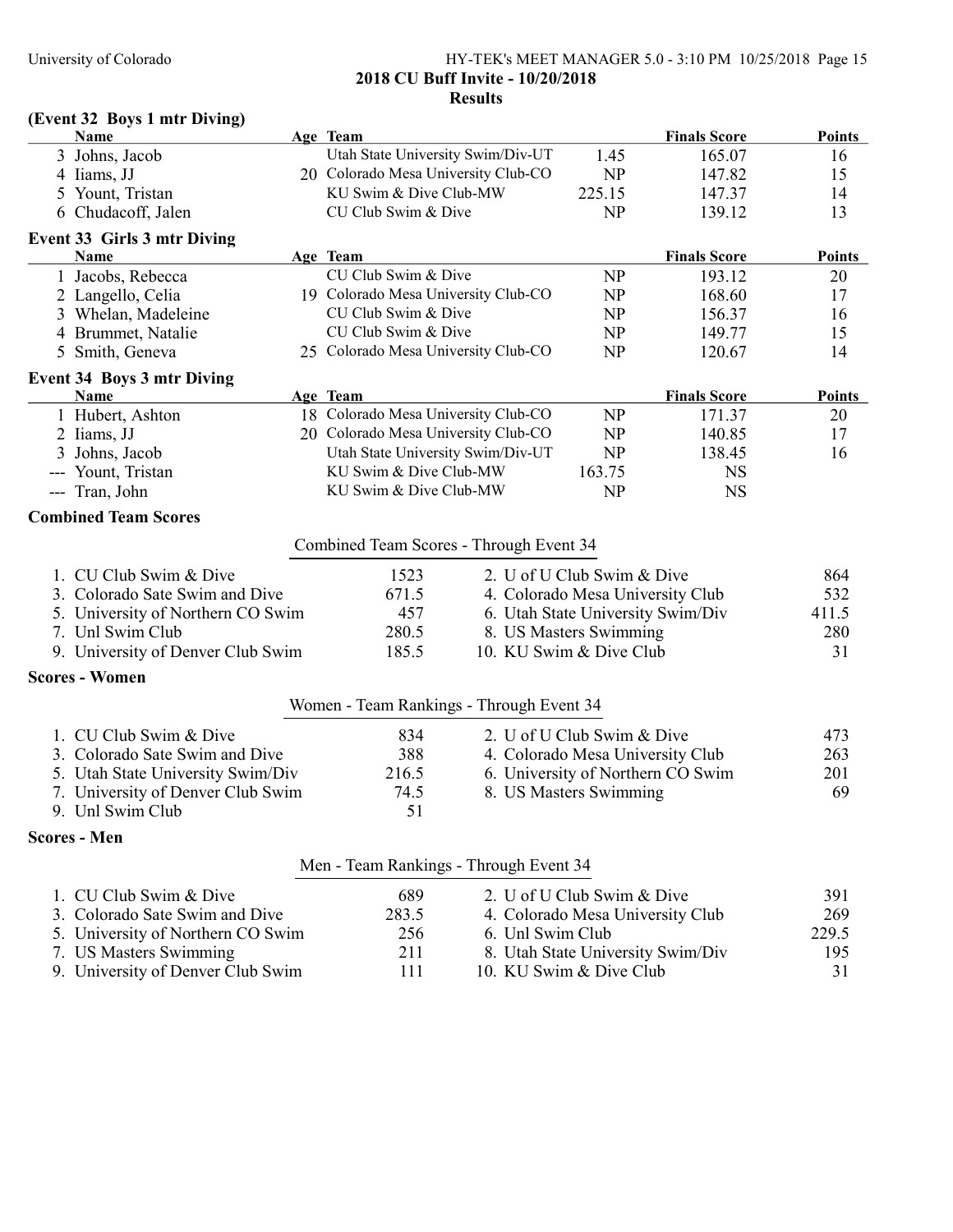## (Event 32 Boys 1 mtr Diving)

| Name | Age | Team | | Finals Score | Points |
|---|---|---|---|---|---|
| 3 Johns, Jacob | | Utah State University Swim/Div-UT | 1.45 | 165.07 | 16 |
| 4 Iiams, JJ | 20 | Colorado Mesa University Club-CO | NP | 147.82 | 15 |
| 5 Yount, Tristan | | KU Swim & Dive Club-MW | 225.15 | 147.37 | 14 |
| 6 Chudacoff, Jalen | | CU Club Swim & Dive | NP | 139.12 | 13 |

## Event 33 Girls 3 mtr Diving

| Name | Age | Team | | Finals Score | Points |
|---|---|---|---|---|---|
| 1 Jacobs, Rebecca | | CU Club Swim & Dive | NP | 193.12 | 20 |
| 2 Langello, Celia | 19 | Colorado Mesa University Club-CO | NP | 168.60 | 17 |
| 3 Whelan, Madeleine | | CU Club Swim & Dive | NP | 156.37 | 16 |
| 4 Brummet, Natalie | | CU Club Swim & Dive | NP | 149.77 | 15 |
| 5 Smith, Geneva | 25 | Colorado Mesa University Club-CO | NP | 120.67 | 14 |

## Event 34 Boys 3 mtr Diving

| Name | Age | Team | | Finals Score | Points |
|---|---|---|---|---|---|
| 1 Hubert, Ashton | 18 | Colorado Mesa University Club-CO | NP | 171.37 | 20 |
| 2 Iiams, JJ | 20 | Colorado Mesa University Club-CO | NP | 140.85 | 17 |
| 3 Johns, Jacob | | Utah State University Swim/Div-UT | NP | 138.45 | 16 |
| --- Yount, Tristan | | KU Swim & Dive Club-MW | 163.75 | NS | |
| --- Tran, John | | KU Swim & Dive Club-MW | NP | NS | |

## Combined Team Scores

Combined Team Scores - Through Event 34

| | | | |
|---|---|---|---|
| 1. CU Club Swim & Dive | 1523 | 2. U of U Club Swim & Dive | 864 |
| 3. Colorado Sate Swim and Dive | 671.5 | 4. Colorado Mesa University Club | 532 |
| 5. University of Northern CO Swim | 457 | 6. Utah State University Swim/Div | 411.5 |
| 7. Unl Swim Club | 280.5 | 8. US Masters Swimming | 280 |
| 9. University of Denver Club Swim | 185.5 | 10. KU Swim & Dive Club | 31 |

## Scores - Women

Women - Team Rankings - Through Event 34

| | | | |
|---|---|---|---|
| 1. CU Club Swim & Dive | 834 | 2. U of U Club Swim & Dive | 473 |
| 3. Colorado Sate Swim and Dive | 388 | 4. Colorado Mesa University Club | 263 |
| 5. Utah State University Swim/Div | 216.5 | 6. University of Northern CO Swim | 201 |
| 7. University of Denver Club Swim | 74.5 | 8. US Masters Swimming | 69 |
| 9. Unl Swim Club | 51 | | |

## Scores - Men

Men - Team Rankings - Through Event 34

| | | | |
|---|---|---|---|
| 1. CU Club Swim & Dive | 689 | 2. U of U Club Swim & Dive | 391 |
| 3. Colorado Sate Swim and Dive | 283.5 | 4. Colorado Mesa University Club | 269 |
| 5. University of Northern CO Swim | 256 | 6. Unl Swim Club | 229.5 |
| 7. US Masters Swimming | 211 | 8. Utah State University Swim/Div | 195 |
| 9. University of Denver Club Swim | 111 | 10. KU Swim & Dive Club | 31 |